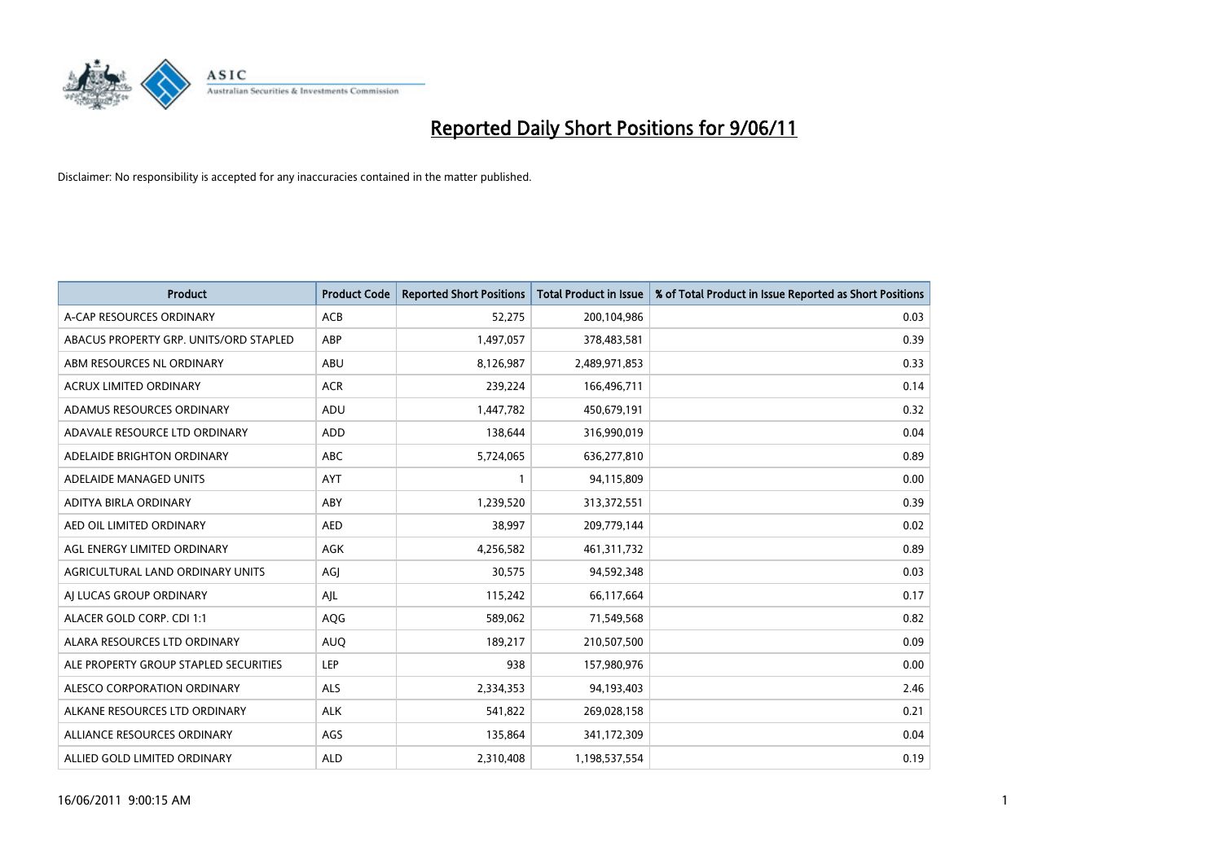# Reported Daily Short Positions for 9/06/11

Disclaimer: No responsibility is accepted for any inaccuracies contained in the matter published.

| Product | Product Code | Reported Short Positions | Total Product in Issue | % of Total Product in Issue Reported as Short Positions |
|---|---|---|---|---|
| A-CAP RESOURCES ORDINARY | ACB | 52,275 | 200,104,986 | 0.03 |
| ABACUS PROPERTY GRP. UNITS/ORD STAPLED | ABP | 1,497,057 | 378,483,581 | 0.39 |
| ABM RESOURCES NL ORDINARY | ABU | 8,126,987 | 2,489,971,853 | 0.33 |
| ACRUX LIMITED ORDINARY | ACR | 239,224 | 166,496,711 | 0.14 |
| ADAMUS RESOURCES ORDINARY | ADU | 1,447,782 | 450,679,191 | 0.32 |
| ADAVALE RESOURCE LTD ORDINARY | ADD | 138,644 | 316,990,019 | 0.04 |
| ADELAIDE BRIGHTON ORDINARY | ABC | 5,724,065 | 636,277,810 | 0.89 |
| ADELAIDE MANAGED UNITS | AYT | 1 | 94,115,809 | 0.00 |
| ADITYA BIRLA ORDINARY | ABY | 1,239,520 | 313,372,551 | 0.39 |
| AED OIL LIMITED ORDINARY | AED | 38,997 | 209,779,144 | 0.02 |
| AGL ENERGY LIMITED ORDINARY | AGK | 4,256,582 | 461,311,732 | 0.89 |
| AGRICULTURAL LAND ORDINARY UNITS | AGJ | 30,575 | 94,592,348 | 0.03 |
| AJ LUCAS GROUP ORDINARY | AJL | 115,242 | 66,117,664 | 0.17 |
| ALACER GOLD CORP. CDI 1:1 | AQG | 589,062 | 71,549,568 | 0.82 |
| ALARA RESOURCES LTD ORDINARY | AUQ | 189,217 | 210,507,500 | 0.09 |
| ALE PROPERTY GROUP STAPLED SECURITIES | LEP | 938 | 157,980,976 | 0.00 |
| ALESCO CORPORATION ORDINARY | ALS | 2,334,353 | 94,193,403 | 2.46 |
| ALKANE RESOURCES LTD ORDINARY | ALK | 541,822 | 269,028,158 | 0.21 |
| ALLIANCE RESOURCES ORDINARY | AGS | 135,864 | 341,172,309 | 0.04 |
| ALLIED GOLD LIMITED ORDINARY | ALD | 2,310,408 | 1,198,537,554 | 0.19 |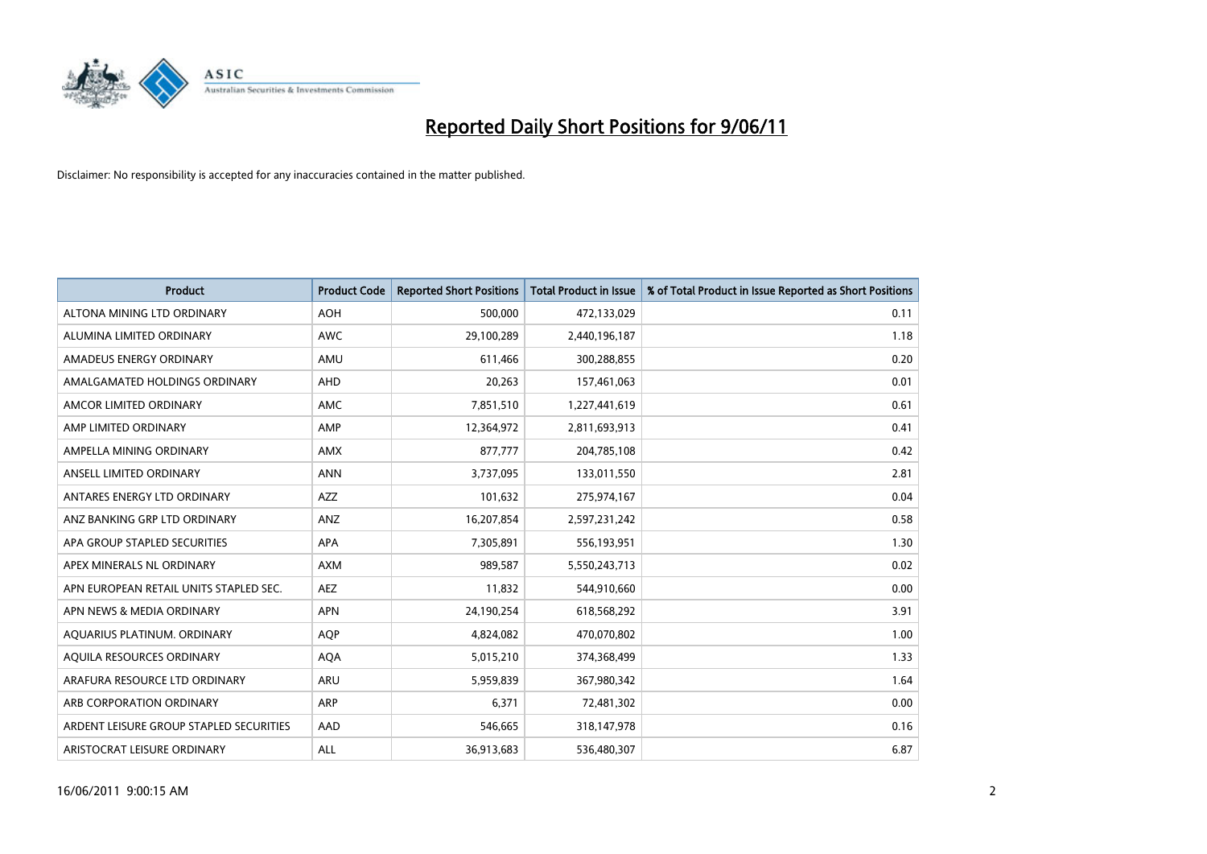# Reported Daily Short Positions for 9/06/11

Disclaimer: No responsibility is accepted for any inaccuracies contained in the matter published.

| Product | Product Code | Reported Short Positions | Total Product in Issue | % of Total Product in Issue Reported as Short Positions |
|---|---|---|---|---|
| ALTONA MINING LTD ORDINARY | AOH | 500,000 | 472,133,029 | 0.11 |
| ALUMINA LIMITED ORDINARY | AWC | 29,100,289 | 2,440,196,187 | 1.18 |
| AMADEUS ENERGY ORDINARY | AMU | 611,466 | 300,288,855 | 0.20 |
| AMALGAMATED HOLDINGS ORDINARY | AHD | 20,263 | 157,461,063 | 0.01 |
| AMCOR LIMITED ORDINARY | AMC | 7,851,510 | 1,227,441,619 | 0.61 |
| AMP LIMITED ORDINARY | AMP | 12,364,972 | 2,811,693,913 | 0.41 |
| AMPELLA MINING ORDINARY | AMX | 877,777 | 204,785,108 | 0.42 |
| ANSELL LIMITED ORDINARY | ANN | 3,737,095 | 133,011,550 | 2.81 |
| ANTARES ENERGY LTD ORDINARY | AZZ | 101,632 | 275,974,167 | 0.04 |
| ANZ BANKING GRP LTD ORDINARY | ANZ | 16,207,854 | 2,597,231,242 | 0.58 |
| APA GROUP STAPLED SECURITIES | APA | 7,305,891 | 556,193,951 | 1.30 |
| APEX MINERALS NL ORDINARY | AXM | 989,587 | 5,550,243,713 | 0.02 |
| APN EUROPEAN RETAIL UNITS STAPLED SEC. | AEZ | 11,832 | 544,910,660 | 0.00 |
| APN NEWS & MEDIA ORDINARY | APN | 24,190,254 | 618,568,292 | 3.91 |
| AQUARIUS PLATINUM. ORDINARY | AQP | 4,824,082 | 470,070,802 | 1.00 |
| AQUILA RESOURCES ORDINARY | AQA | 5,015,210 | 374,368,499 | 1.33 |
| ARAFURA RESOURCE LTD ORDINARY | ARU | 5,959,839 | 367,980,342 | 1.64 |
| ARB CORPORATION ORDINARY | ARP | 6,371 | 72,481,302 | 0.00 |
| ARDENT LEISURE GROUP STAPLED SECURITIES | AAD | 546,665 | 318,147,978 | 0.16 |
| ARISTOCRAT LEISURE ORDINARY | ALL | 36,913,683 | 536,480,307 | 6.87 |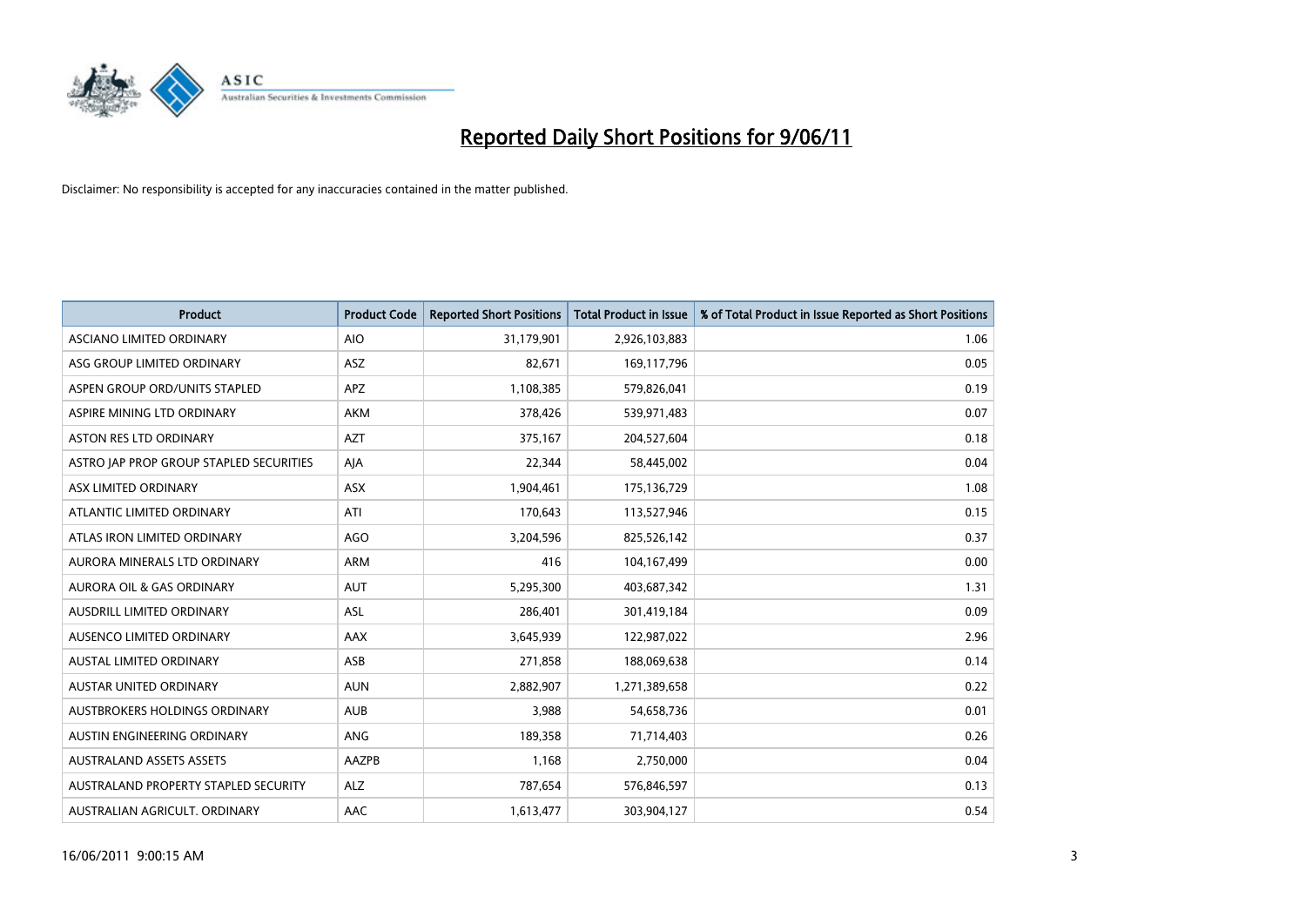# Reported Daily Short Positions for 9/06/11

Disclaimer: No responsibility is accepted for any inaccuracies contained in the matter published.

| Product | Product Code | Reported Short Positions | Total Product in Issue | % of Total Product in Issue Reported as Short Positions |
|---|---|---|---|---|
| ASCIANO LIMITED ORDINARY | AIO | 31,179,901 | 2,926,103,883 | 1.06 |
| ASG GROUP LIMITED ORDINARY | ASZ | 82,671 | 169,117,796 | 0.05 |
| ASPEN GROUP ORD/UNITS STAPLED | APZ | 1,108,385 | 579,826,041 | 0.19 |
| ASPIRE MINING LTD ORDINARY | AKM | 378,426 | 539,971,483 | 0.07 |
| ASTON RES LTD ORDINARY | AZT | 375,167 | 204,527,604 | 0.18 |
| ASTRO JAP PROP GROUP STAPLED SECURITIES | AJA | 22,344 | 58,445,002 | 0.04 |
| ASX LIMITED ORDINARY | ASX | 1,904,461 | 175,136,729 | 1.08 |
| ATLANTIC LIMITED ORDINARY | ATI | 170,643 | 113,527,946 | 0.15 |
| ATLAS IRON LIMITED ORDINARY | AGO | 3,204,596 | 825,526,142 | 0.37 |
| AURORA MINERALS LTD ORDINARY | ARM | 416 | 104,167,499 | 0.00 |
| AURORA OIL & GAS ORDINARY | AUT | 5,295,300 | 403,687,342 | 1.31 |
| AUSDRILL LIMITED ORDINARY | ASL | 286,401 | 301,419,184 | 0.09 |
| AUSENCO LIMITED ORDINARY | AAX | 3,645,939 | 122,987,022 | 2.96 |
| AUSTAL LIMITED ORDINARY | ASB | 271,858 | 188,069,638 | 0.14 |
| AUSTAR UNITED ORDINARY | AUN | 2,882,907 | 1,271,389,658 | 0.22 |
| AUSTBROKERS HOLDINGS ORDINARY | AUB | 3,988 | 54,658,736 | 0.01 |
| AUSTIN ENGINEERING ORDINARY | ANG | 189,358 | 71,714,403 | 0.26 |
| AUSTRALAND ASSETS ASSETS | AAZPB | 1,168 | 2,750,000 | 0.04 |
| AUSTRALAND PROPERTY STAPLED SECURITY | ALZ | 787,654 | 576,846,597 | 0.13 |
| AUSTRALIAN AGRICULT. ORDINARY | AAC | 1,613,477 | 303,904,127 | 0.54 |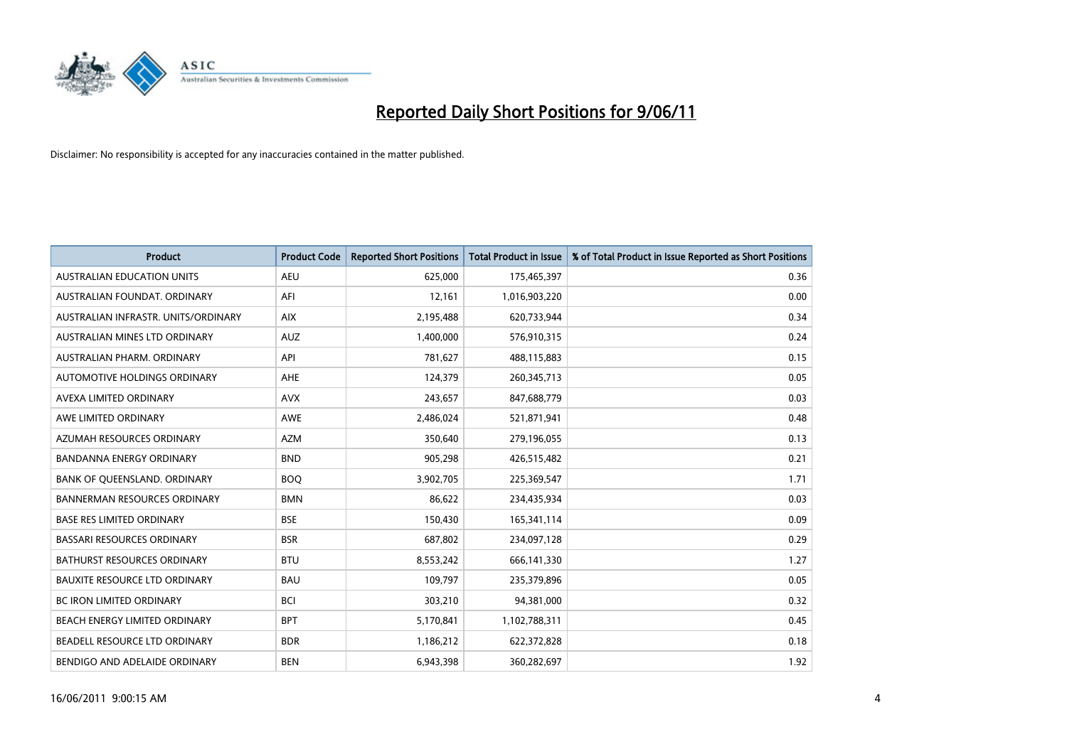# Reported Daily Short Positions for 9/06/11

Disclaimer: No responsibility is accepted for any inaccuracies contained in the matter published.

| Product | Product Code | Reported Short Positions | Total Product in Issue | % of Total Product in Issue Reported as Short Positions |
|---|---|---|---|---|
| AUSTRALIAN EDUCATION UNITS | AEU | 625,000 | 175,465,397 | 0.36 |
| AUSTRALIAN FOUNDAT. ORDINARY | AFI | 12,161 | 1,016,903,220 | 0.00 |
| AUSTRALIAN INFRASTR. UNITS/ORDINARY | AIX | 2,195,488 | 620,733,944 | 0.34 |
| AUSTRALIAN MINES LTD ORDINARY | AUZ | 1,400,000 | 576,910,315 | 0.24 |
| AUSTRALIAN PHARM. ORDINARY | API | 781,627 | 488,115,883 | 0.15 |
| AUTOMOTIVE HOLDINGS ORDINARY | AHE | 124,379 | 260,345,713 | 0.05 |
| AVEXA LIMITED ORDINARY | AVX | 243,657 | 847,688,779 | 0.03 |
| AWE LIMITED ORDINARY | AWE | 2,486,024 | 521,871,941 | 0.48 |
| AZUMAH RESOURCES ORDINARY | AZM | 350,640 | 279,196,055 | 0.13 |
| BANDANNA ENERGY ORDINARY | BND | 905,298 | 426,515,482 | 0.21 |
| BANK OF QUEENSLAND. ORDINARY | BOQ | 3,902,705 | 225,369,547 | 1.71 |
| BANNERMAN RESOURCES ORDINARY | BMN | 86,622 | 234,435,934 | 0.03 |
| BASE RES LIMITED ORDINARY | BSE | 150,430 | 165,341,114 | 0.09 |
| BASSARI RESOURCES ORDINARY | BSR | 687,802 | 234,097,128 | 0.29 |
| BATHURST RESOURCES ORDINARY | BTU | 8,553,242 | 666,141,330 | 1.27 |
| BAUXITE RESOURCE LTD ORDINARY | BAU | 109,797 | 235,379,896 | 0.05 |
| BC IRON LIMITED ORDINARY | BCI | 303,210 | 94,381,000 | 0.32 |
| BEACH ENERGY LIMITED ORDINARY | BPT | 5,170,841 | 1,102,788,311 | 0.45 |
| BEADELL RESOURCE LTD ORDINARY | BDR | 1,186,212 | 622,372,828 | 0.18 |
| BENDIGO AND ADELAIDE ORDINARY | BEN | 6,943,398 | 360,282,697 | 1.92 |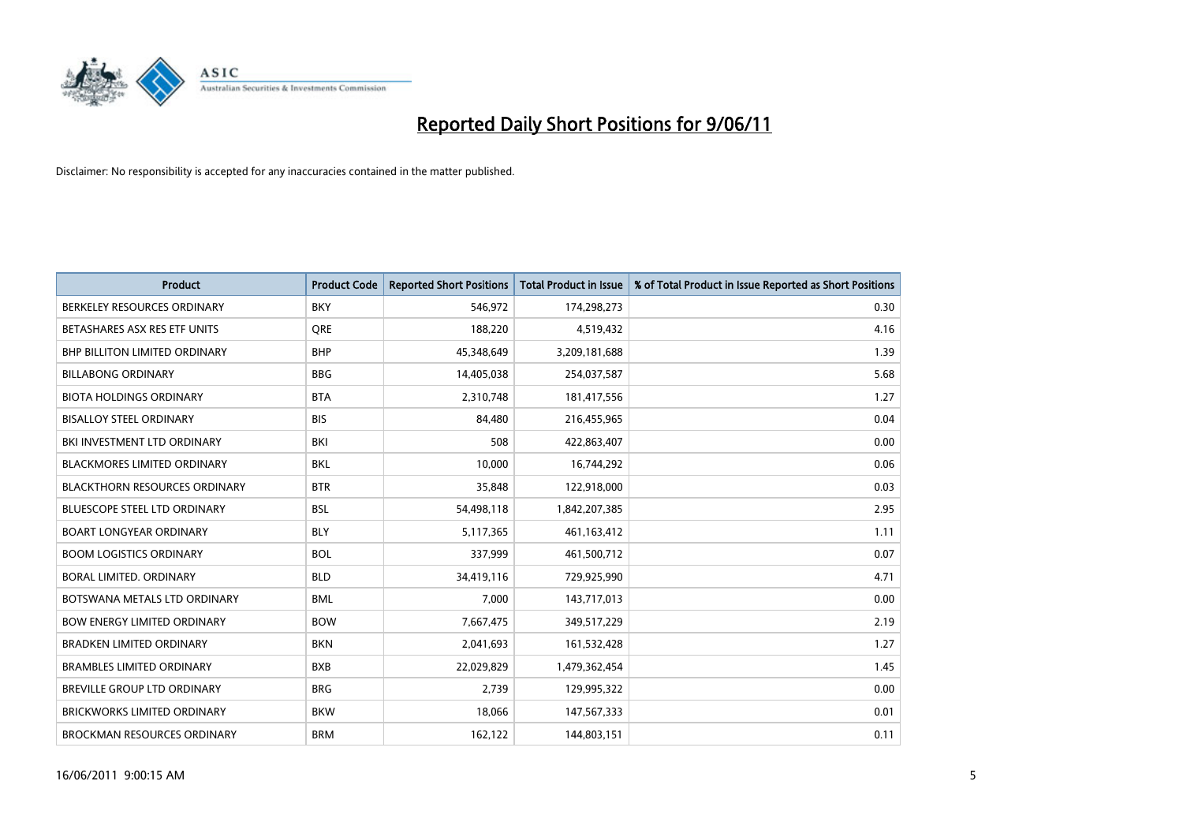# Reported Daily Short Positions for 9/06/11

Disclaimer: No responsibility is accepted for any inaccuracies contained in the matter published.

| Product | Product Code | Reported Short Positions | Total Product in Issue | % of Total Product in Issue Reported as Short Positions |
|---|---|---|---|---|
| BERKELEY RESOURCES ORDINARY | BKY | 546,972 | 174,298,273 | 0.30 |
| BETASHARES ASX RES ETF UNITS | QRE | 188,220 | 4,519,432 | 4.16 |
| BHP BILLITON LIMITED ORDINARY | BHP | 45,348,649 | 3,209,181,688 | 1.39 |
| BILLABONG ORDINARY | BBG | 14,405,038 | 254,037,587 | 5.68 |
| BIOTA HOLDINGS ORDINARY | BTA | 2,310,748 | 181,417,556 | 1.27 |
| BISALLOY STEEL ORDINARY | BIS | 84,480 | 216,455,965 | 0.04 |
| BKI INVESTMENT LTD ORDINARY | BKI | 508 | 422,863,407 | 0.00 |
| BLACKMORES LIMITED ORDINARY | BKL | 10,000 | 16,744,292 | 0.06 |
| BLACKTHORN RESOURCES ORDINARY | BTR | 35,848 | 122,918,000 | 0.03 |
| BLUESCOPE STEEL LTD ORDINARY | BSL | 54,498,118 | 1,842,207,385 | 2.95 |
| BOART LONGYEAR ORDINARY | BLY | 5,117,365 | 461,163,412 | 1.11 |
| BOOM LOGISTICS ORDINARY | BOL | 337,999 | 461,500,712 | 0.07 |
| BORAL LIMITED. ORDINARY | BLD | 34,419,116 | 729,925,990 | 4.71 |
| BOTSWANA METALS LTD ORDINARY | BML | 7,000 | 143,717,013 | 0.00 |
| BOW ENERGY LIMITED ORDINARY | BOW | 7,667,475 | 349,517,229 | 2.19 |
| BRADKEN LIMITED ORDINARY | BKN | 2,041,693 | 161,532,428 | 1.27 |
| BRAMBLES LIMITED ORDINARY | BXB | 22,029,829 | 1,479,362,454 | 1.45 |
| BREVILLE GROUP LTD ORDINARY | BRG | 2,739 | 129,995,322 | 0.00 |
| BRICKWORKS LIMITED ORDINARY | BKW | 18,066 | 147,567,333 | 0.01 |
| BROCKMAN RESOURCES ORDINARY | BRM | 162,122 | 144,803,151 | 0.11 |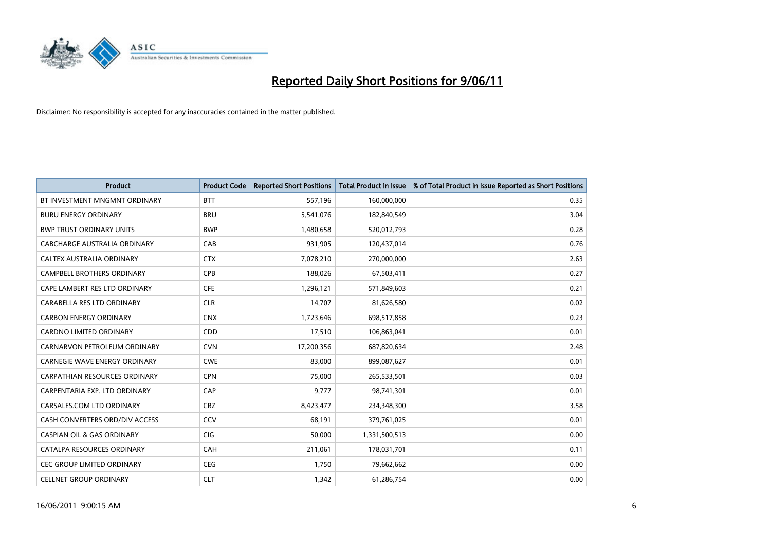# Reported Daily Short Positions for 9/06/11

Disclaimer: No responsibility is accepted for any inaccuracies contained in the matter published.

| Product | Product Code | Reported Short Positions | Total Product in Issue | % of Total Product in Issue Reported as Short Positions |
| --- | --- | --- | --- | --- |
| BT INVESTMENT MNGMNT ORDINARY | BTT | 557,196 | 160,000,000 | 0.35 |
| BURU ENERGY ORDINARY | BRU | 5,541,076 | 182,840,549 | 3.04 |
| BWP TRUST ORDINARY UNITS | BWP | 1,480,658 | 520,012,793 | 0.28 |
| CABCHARGE AUSTRALIA ORDINARY | CAB | 931,905 | 120,437,014 | 0.76 |
| CALTEX AUSTRALIA ORDINARY | CTX | 7,078,210 | 270,000,000 | 2.63 |
| CAMPBELL BROTHERS ORDINARY | CPB | 188,026 | 67,503,411 | 0.27 |
| CAPE LAMBERT RES LTD ORDINARY | CFE | 1,296,121 | 571,849,603 | 0.21 |
| CARABELLA RES LTD ORDINARY | CLR | 14,707 | 81,626,580 | 0.02 |
| CARBON ENERGY ORDINARY | CNX | 1,723,646 | 698,517,858 | 0.23 |
| CARDNO LIMITED ORDINARY | CDD | 17,510 | 106,863,041 | 0.01 |
| CARNARVON PETROLEUM ORDINARY | CVN | 17,200,356 | 687,820,634 | 2.48 |
| CARNEGIE WAVE ENERGY ORDINARY | CWE | 83,000 | 899,087,627 | 0.01 |
| CARPATHIAN RESOURCES ORDINARY | CPN | 75,000 | 265,533,501 | 0.03 |
| CARPENTARIA EXP. LTD ORDINARY | CAP | 9,777 | 98,741,301 | 0.01 |
| CARSALES.COM LTD ORDINARY | CRZ | 8,423,477 | 234,348,300 | 3.58 |
| CASH CONVERTERS ORD/DIV ACCESS | CCV | 68,191 | 379,761,025 | 0.01 |
| CASPIAN OIL & GAS ORDINARY | CIG | 50,000 | 1,331,500,513 | 0.00 |
| CATALPA RESOURCES ORDINARY | CAH | 211,061 | 178,031,701 | 0.11 |
| CEC GROUP LIMITED ORDINARY | CEG | 1,750 | 79,662,662 | 0.00 |
| CELLNET GROUP ORDINARY | CLT | 1,342 | 61,286,754 | 0.00 |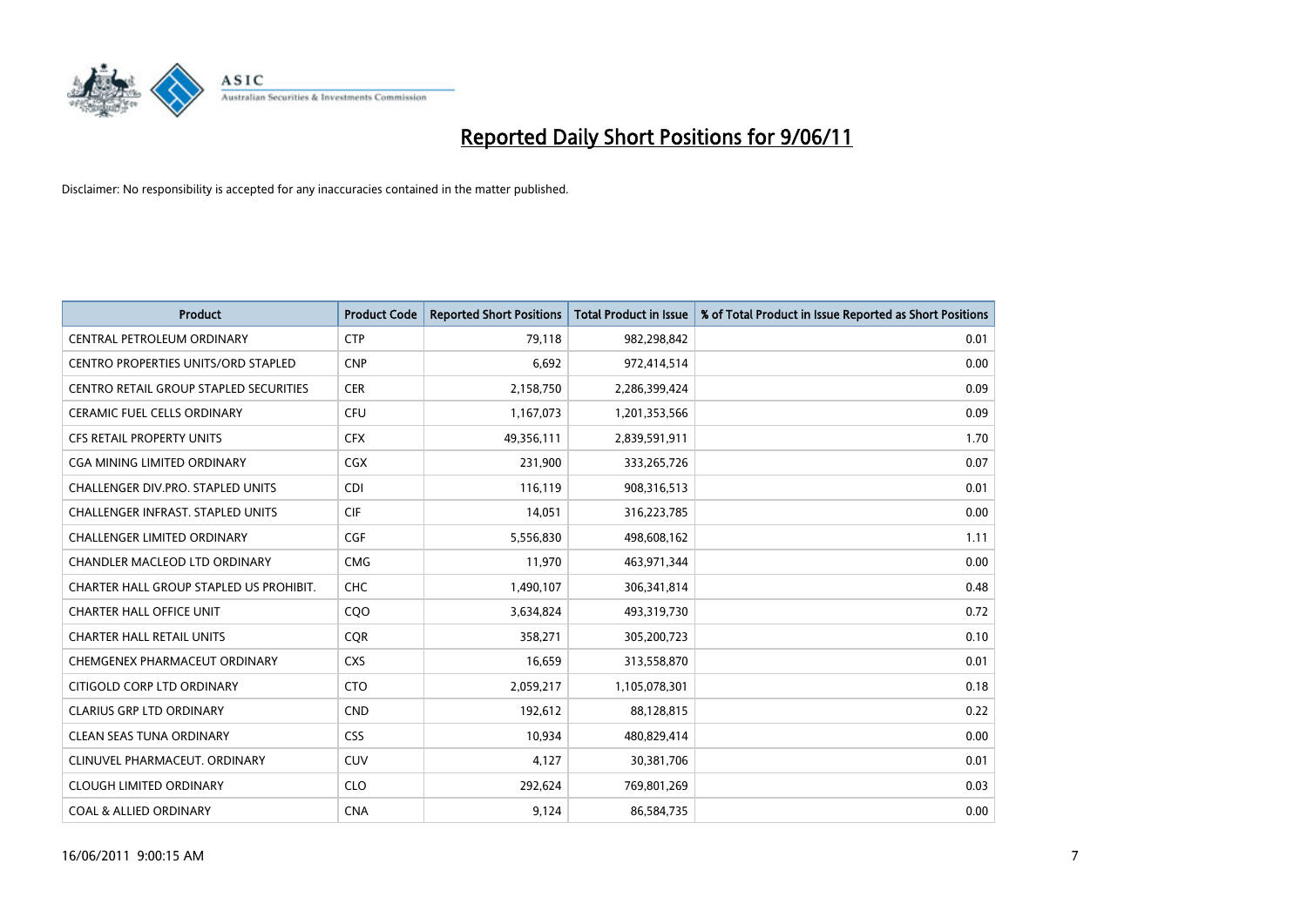# Reported Daily Short Positions for 9/06/11

Disclaimer: No responsibility is accepted for any inaccuracies contained in the matter published.

| Product | Product Code | Reported Short Positions | Total Product in Issue | % of Total Product in Issue Reported as Short Positions |
|---|---|---|---|---|
| CENTRAL PETROLEUM ORDINARY | CTP | 79,118 | 982,298,842 | 0.01 |
| CENTRO PROPERTIES UNITS/ORD STAPLED | CNP | 6,692 | 972,414,514 | 0.00 |
| CENTRO RETAIL GROUP STAPLED SECURITIES | CER | 2,158,750 | 2,286,399,424 | 0.09 |
| CERAMIC FUEL CELLS ORDINARY | CFU | 1,167,073 | 1,201,353,566 | 0.09 |
| CFS RETAIL PROPERTY UNITS | CFX | 49,356,111 | 2,839,591,911 | 1.70 |
| CGA MINING LIMITED ORDINARY | CGX | 231,900 | 333,265,726 | 0.07 |
| CHALLENGER DIV.PRO. STAPLED UNITS | CDI | 116,119 | 908,316,513 | 0.01 |
| CHALLENGER INFRAST. STAPLED UNITS | CIF | 14,051 | 316,223,785 | 0.00 |
| CHALLENGER LIMITED ORDINARY | CGF | 5,556,830 | 498,608,162 | 1.11 |
| CHANDLER MACLEOD LTD ORDINARY | CMG | 11,970 | 463,971,344 | 0.00 |
| CHARTER HALL GROUP STAPLED US PROHIBIT. | CHC | 1,490,107 | 306,341,814 | 0.48 |
| CHARTER HALL OFFICE UNIT | CQO | 3,634,824 | 493,319,730 | 0.72 |
| CHARTER HALL RETAIL UNITS | CQR | 358,271 | 305,200,723 | 0.10 |
| CHEMGENEX PHARMACEUT ORDINARY | CXS | 16,659 | 313,558,870 | 0.01 |
| CITIGOLD CORP LTD ORDINARY | CTO | 2,059,217 | 1,105,078,301 | 0.18 |
| CLARIUS GRP LTD ORDINARY | CND | 192,612 | 88,128,815 | 0.22 |
| CLEAN SEAS TUNA ORDINARY | CSS | 10,934 | 480,829,414 | 0.00 |
| CLINUVEL PHARMACEUT. ORDINARY | CUV | 4,127 | 30,381,706 | 0.01 |
| CLOUGH LIMITED ORDINARY | CLO | 292,624 | 769,801,269 | 0.03 |
| COAL & ALLIED ORDINARY | CNA | 9,124 | 86,584,735 | 0.00 |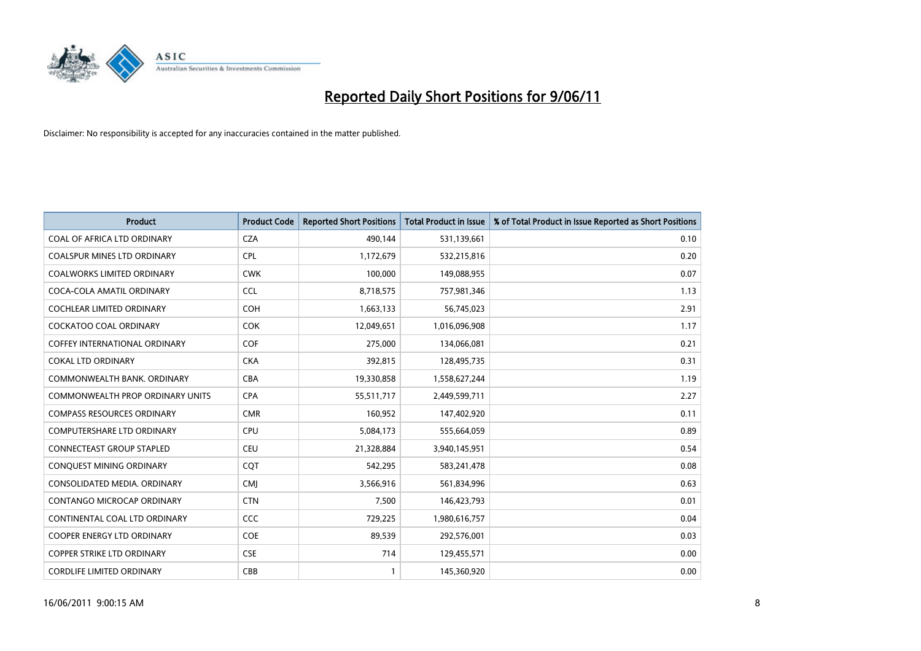# Reported Daily Short Positions for 9/06/11

Disclaimer: No responsibility is accepted for any inaccuracies contained in the matter published.

| Product | Product Code | Reported Short Positions | Total Product in Issue | % of Total Product in Issue Reported as Short Positions |
|---|---|---|---|---|
| COAL OF AFRICA LTD ORDINARY | CZA | 490,144 | 531,139,661 | 0.10 |
| COALSPUR MINES LTD ORDINARY | CPL | 1,172,679 | 532,215,816 | 0.20 |
| COALWORKS LIMITED ORDINARY | CWK | 100,000 | 149,088,955 | 0.07 |
| COCA-COLA AMATIL ORDINARY | CCL | 8,718,575 | 757,981,346 | 1.13 |
| COCHLEAR LIMITED ORDINARY | COH | 1,663,133 | 56,745,023 | 2.91 |
| COCKATOO COAL ORDINARY | COK | 12,049,651 | 1,016,096,908 | 1.17 |
| COFFEY INTERNATIONAL ORDINARY | COF | 275,000 | 134,066,081 | 0.21 |
| COKAL LTD ORDINARY | CKA | 392,815 | 128,495,735 | 0.31 |
| COMMONWEALTH BANK. ORDINARY | CBA | 19,330,858 | 1,558,627,244 | 1.19 |
| COMMONWEALTH PROP ORDINARY UNITS | CPA | 55,511,717 | 2,449,599,711 | 2.27 |
| COMPASS RESOURCES ORDINARY | CMR | 160,952 | 147,402,920 | 0.11 |
| COMPUTERSHARE LTD ORDINARY | CPU | 5,084,173 | 555,664,059 | 0.89 |
| CONNECTEAST GROUP STAPLED | CEU | 21,328,884 | 3,940,145,951 | 0.54 |
| CONQUEST MINING ORDINARY | CQT | 542,295 | 583,241,478 | 0.08 |
| CONSOLIDATED MEDIA. ORDINARY | CMJ | 3,566,916 | 561,834,996 | 0.63 |
| CONTANGO MICROCAP ORDINARY | CTN | 7,500 | 146,423,793 | 0.01 |
| CONTINENTAL COAL LTD ORDINARY | CCC | 729,225 | 1,980,616,757 | 0.04 |
| COOPER ENERGY LTD ORDINARY | COE | 89,539 | 292,576,001 | 0.03 |
| COPPER STRIKE LTD ORDINARY | CSE | 714 | 129,455,571 | 0.00 |
| CORDLIFE LIMITED ORDINARY | CBB | 1 | 145,360,920 | 0.00 |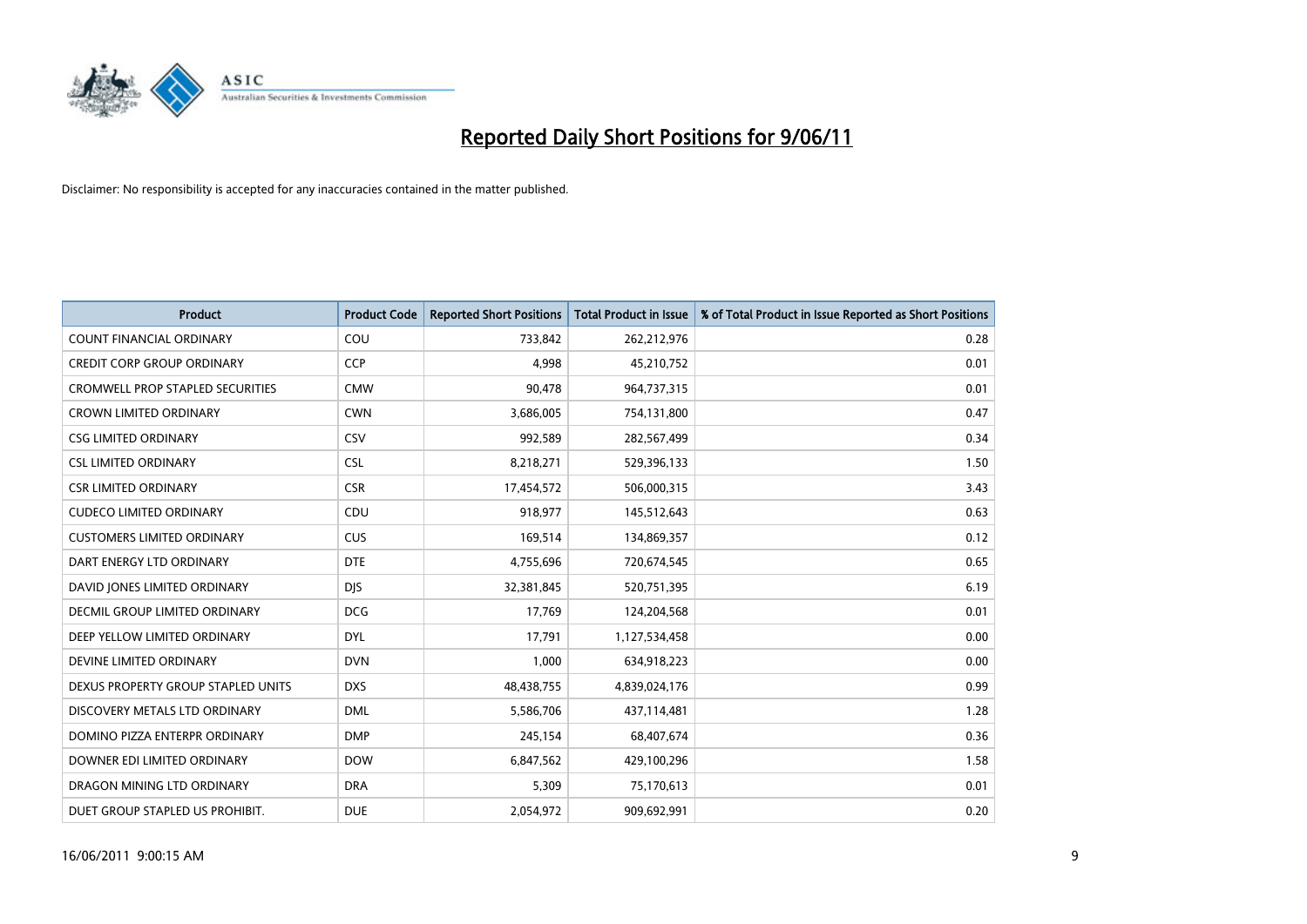# Reported Daily Short Positions for 9/06/11

Disclaimer: No responsibility is accepted for any inaccuracies contained in the matter published.

| Product | Product Code | Reported Short Positions | Total Product in Issue | % of Total Product in Issue Reported as Short Positions |
|---|---|---|---|---|
| COUNT FINANCIAL ORDINARY | COU | 733,842 | 262,212,976 | 0.28 |
| CREDIT CORP GROUP ORDINARY | CCP | 4,998 | 45,210,752 | 0.01 |
| CROMWELL PROP STAPLED SECURITIES | CMW | 90,478 | 964,737,315 | 0.01 |
| CROWN LIMITED ORDINARY | CWN | 3,686,005 | 754,131,800 | 0.47 |
| CSG LIMITED ORDINARY | CSV | 992,589 | 282,567,499 | 0.34 |
| CSL LIMITED ORDINARY | CSL | 8,218,271 | 529,396,133 | 1.50 |
| CSR LIMITED ORDINARY | CSR | 17,454,572 | 506,000,315 | 3.43 |
| CUDECO LIMITED ORDINARY | CDU | 918,977 | 145,512,643 | 0.63 |
| CUSTOMERS LIMITED ORDINARY | CUS | 169,514 | 134,869,357 | 0.12 |
| DART ENERGY LTD ORDINARY | DTE | 4,755,696 | 720,674,545 | 0.65 |
| DAVID JONES LIMITED ORDINARY | DJS | 32,381,845 | 520,751,395 | 6.19 |
| DECMIL GROUP LIMITED ORDINARY | DCG | 17,769 | 124,204,568 | 0.01 |
| DEEP YELLOW LIMITED ORDINARY | DYL | 17,791 | 1,127,534,458 | 0.00 |
| DEVINE LIMITED ORDINARY | DVN | 1,000 | 634,918,223 | 0.00 |
| DEXUS PROPERTY GROUP STAPLED UNITS | DXS | 48,438,755 | 4,839,024,176 | 0.99 |
| DISCOVERY METALS LTD ORDINARY | DML | 5,586,706 | 437,114,481 | 1.28 |
| DOMINO PIZZA ENTERPR ORDINARY | DMP | 245,154 | 68,407,674 | 0.36 |
| DOWNER EDI LIMITED ORDINARY | DOW | 6,847,562 | 429,100,296 | 1.58 |
| DRAGON MINING LTD ORDINARY | DRA | 5,309 | 75,170,613 | 0.01 |
| DUET GROUP STAPLED US PROHIBIT. | DUE | 2,054,972 | 909,692,991 | 0.20 |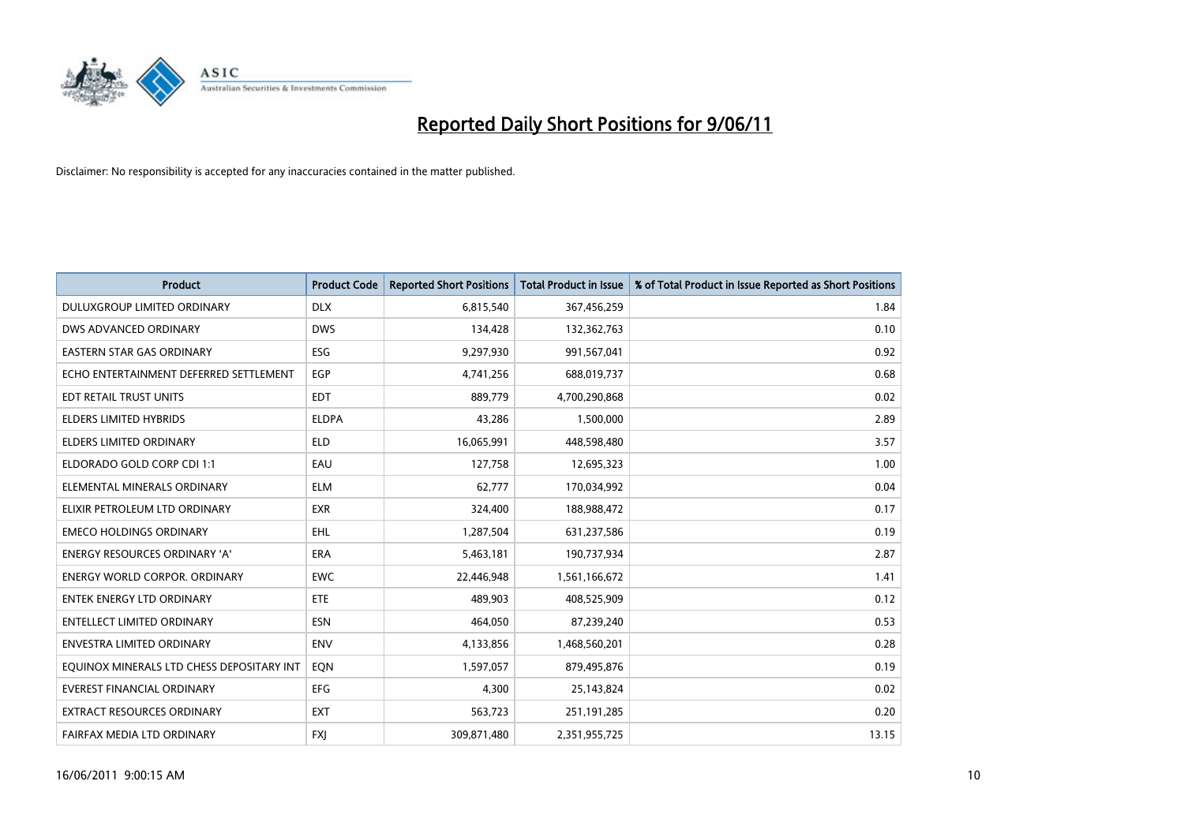# Reported Daily Short Positions for 9/06/11

Disclaimer: No responsibility is accepted for any inaccuracies contained in the matter published.

| Product | Product Code | Reported Short Positions | Total Product in Issue | % of Total Product in Issue Reported as Short Positions |
|---|---|---|---|---|
| DULUXGROUP LIMITED ORDINARY | DLX | 6,815,540 | 367,456,259 | 1.84 |
| DWS ADVANCED ORDINARY | DWS | 134,428 | 132,362,763 | 0.10 |
| EASTERN STAR GAS ORDINARY | ESG | 9,297,930 | 991,567,041 | 0.92 |
| ECHO ENTERTAINMENT DEFERRED SETTLEMENT | EGP | 4,741,256 | 688,019,737 | 0.68 |
| EDT RETAIL TRUST UNITS | EDT | 889,779 | 4,700,290,868 | 0.02 |
| ELDERS LIMITED HYBRIDS | ELDPA | 43,286 | 1,500,000 | 2.89 |
| ELDERS LIMITED ORDINARY | ELD | 16,065,991 | 448,598,480 | 3.57 |
| ELDORADO GOLD CORP CDI 1:1 | EAU | 127,758 | 12,695,323 | 1.00 |
| ELEMENTAL MINERALS ORDINARY | ELM | 62,777 | 170,034,992 | 0.04 |
| ELIXIR PETROLEUM LTD ORDINARY | EXR | 324,400 | 188,988,472 | 0.17 |
| EMECO HOLDINGS ORDINARY | EHL | 1,287,504 | 631,237,586 | 0.19 |
| ENERGY RESOURCES ORDINARY 'A' | ERA | 5,463,181 | 190,737,934 | 2.87 |
| ENERGY WORLD CORPOR. ORDINARY | EWC | 22,446,948 | 1,561,166,672 | 1.41 |
| ENTEK ENERGY LTD ORDINARY | ETE | 489,903 | 408,525,909 | 0.12 |
| ENTELLECT LIMITED ORDINARY | ESN | 464,050 | 87,239,240 | 0.53 |
| ENVESTRA LIMITED ORDINARY | ENV | 4,133,856 | 1,468,560,201 | 0.28 |
| EQUINOX MINERALS LTD CHESS DEPOSITARY INT | EQN | 1,597,057 | 879,495,876 | 0.19 |
| EVEREST FINANCIAL ORDINARY | EFG | 4,300 | 25,143,824 | 0.02 |
| EXTRACT RESOURCES ORDINARY | EXT | 563,723 | 251,191,285 | 0.20 |
| FAIRFAX MEDIA LTD ORDINARY | FXJ | 309,871,480 | 2,351,955,725 | 13.15 |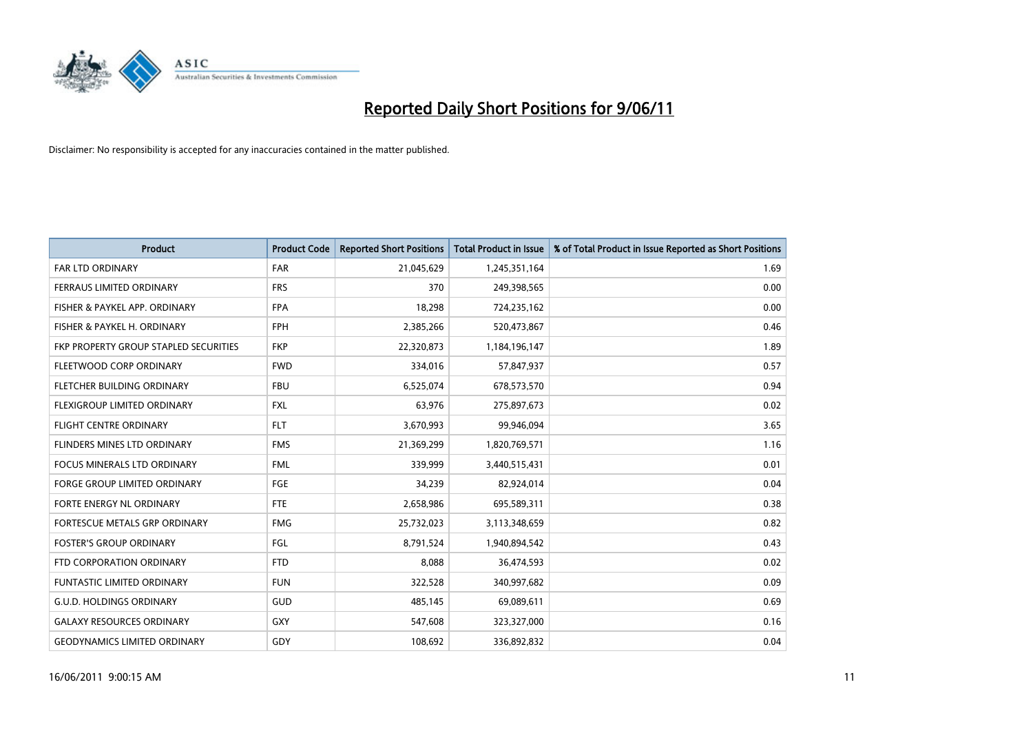# Reported Daily Short Positions for 9/06/11

Disclaimer: No responsibility is accepted for any inaccuracies contained in the matter published.

| Product | Product Code | Reported Short Positions | Total Product in Issue | % of Total Product in Issue Reported as Short Positions |
|---|---|---|---|---|
| FAR LTD ORDINARY | FAR | 21,045,629 | 1,245,351,164 | 1.69 |
| FERRAUS LIMITED ORDINARY | FRS | 370 | 249,398,565 | 0.00 |
| FISHER & PAYKEL APP. ORDINARY | FPA | 18,298 | 724,235,162 | 0.00 |
| FISHER & PAYKEL H. ORDINARY | FPH | 2,385,266 | 520,473,867 | 0.46 |
| FKP PROPERTY GROUP STAPLED SECURITIES | FKP | 22,320,873 | 1,184,196,147 | 1.89 |
| FLEETWOOD CORP ORDINARY | FWD | 334,016 | 57,847,937 | 0.57 |
| FLETCHER BUILDING ORDINARY | FBU | 6,525,074 | 678,573,570 | 0.94 |
| FLEXIGROUP LIMITED ORDINARY | FXL | 63,976 | 275,897,673 | 0.02 |
| FLIGHT CENTRE ORDINARY | FLT | 3,670,993 | 99,946,094 | 3.65 |
| FLINDERS MINES LTD ORDINARY | FMS | 21,369,299 | 1,820,769,571 | 1.16 |
| FOCUS MINERALS LTD ORDINARY | FML | 339,999 | 3,440,515,431 | 0.01 |
| FORGE GROUP LIMITED ORDINARY | FGE | 34,239 | 82,924,014 | 0.04 |
| FORTE ENERGY NL ORDINARY | FTE | 2,658,986 | 695,589,311 | 0.38 |
| FORTESCUE METALS GRP ORDINARY | FMG | 25,732,023 | 3,113,348,659 | 0.82 |
| FOSTER'S GROUP ORDINARY | FGL | 8,791,524 | 1,940,894,542 | 0.43 |
| FTD CORPORATION ORDINARY | FTD | 8,088 | 36,474,593 | 0.02 |
| FUNTASTIC LIMITED ORDINARY | FUN | 322,528 | 340,997,682 | 0.09 |
| G.U.D. HOLDINGS ORDINARY | GUD | 485,145 | 69,089,611 | 0.69 |
| GALAXY RESOURCES ORDINARY | GXY | 547,608 | 323,327,000 | 0.16 |
| GEODYNAMICS LIMITED ORDINARY | GDY | 108,692 | 336,892,832 | 0.04 |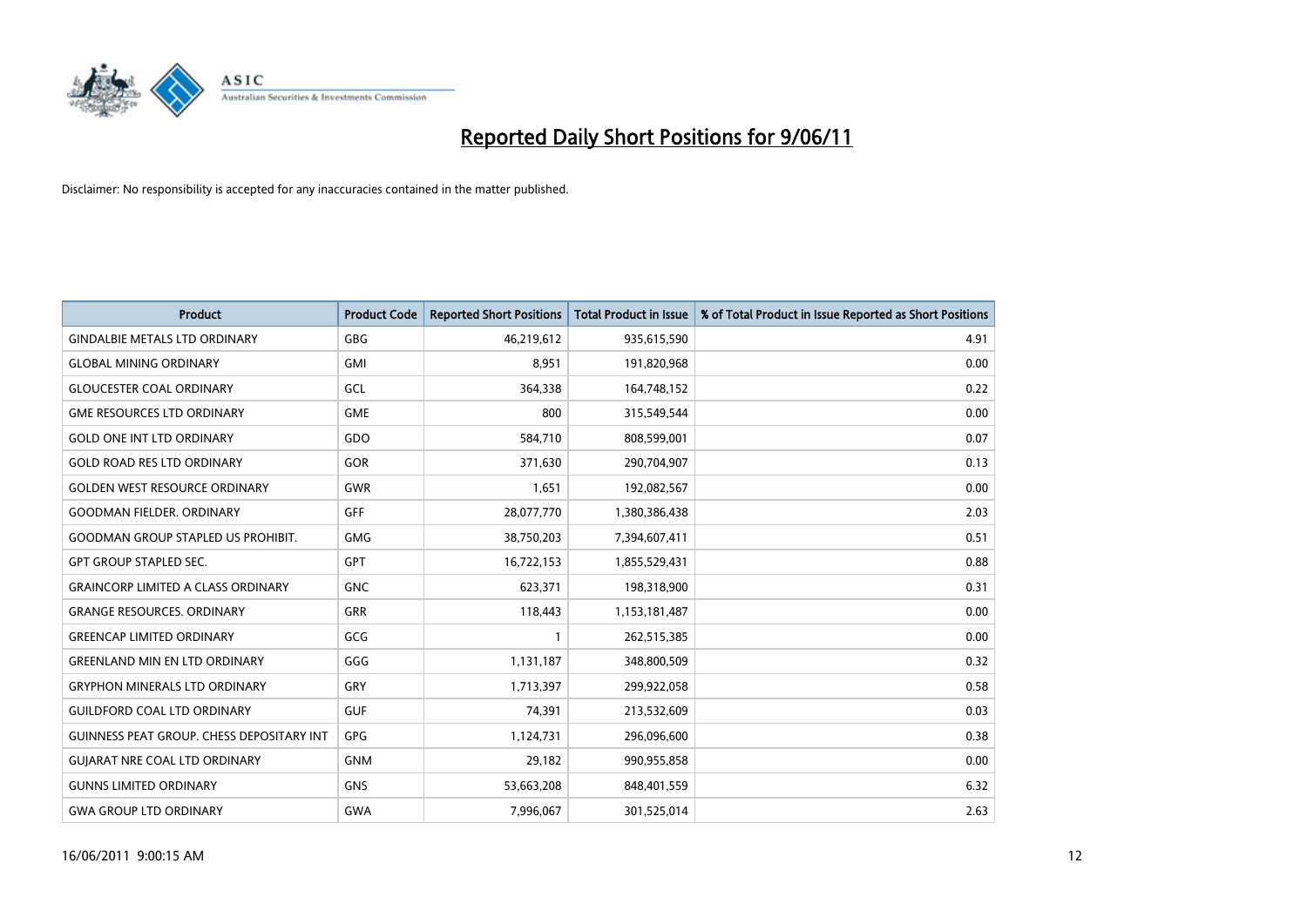# Reported Daily Short Positions for 9/06/11

Disclaimer: No responsibility is accepted for any inaccuracies contained in the matter published.

| Product | Product Code | Reported Short Positions | Total Product in Issue | % of Total Product in Issue Reported as Short Positions |
|---|---|---|---|---|
| GINDALBIE METALS LTD ORDINARY | GBG | 46,219,612 | 935,615,590 | 4.91 |
| GLOBAL MINING ORDINARY | GMI | 8,951 | 191,820,968 | 0.00 |
| GLOUCESTER COAL ORDINARY | GCL | 364,338 | 164,748,152 | 0.22 |
| GME RESOURCES LTD ORDINARY | GME | 800 | 315,549,544 | 0.00 |
| GOLD ONE INT LTD ORDINARY | GDO | 584,710 | 808,599,001 | 0.07 |
| GOLD ROAD RES LTD ORDINARY | GOR | 371,630 | 290,704,907 | 0.13 |
| GOLDEN WEST RESOURCE ORDINARY | GWR | 1,651 | 192,082,567 | 0.00 |
| GOODMAN FIELDER. ORDINARY | GFF | 28,077,770 | 1,380,386,438 | 2.03 |
| GOODMAN GROUP STAPLED US PROHIBIT. | GMG | 38,750,203 | 7,394,607,411 | 0.51 |
| GPT GROUP STAPLED SEC. | GPT | 16,722,153 | 1,855,529,431 | 0.88 |
| GRAINCORP LIMITED A CLASS ORDINARY | GNC | 623,371 | 198,318,900 | 0.31 |
| GRANGE RESOURCES. ORDINARY | GRR | 118,443 | 1,153,181,487 | 0.00 |
| GREENCAP LIMITED ORDINARY | GCG | 1 | 262,515,385 | 0.00 |
| GREENLAND MIN EN LTD ORDINARY | GGG | 1,131,187 | 348,800,509 | 0.32 |
| GRYPHON MINERALS LTD ORDINARY | GRY | 1,713,397 | 299,922,058 | 0.58 |
| GUILDFORD COAL LTD ORDINARY | GUF | 74,391 | 213,532,609 | 0.03 |
| GUINNESS PEAT GROUP. CHESS DEPOSITARY INT | GPG | 1,124,731 | 296,096,600 | 0.38 |
| GUJARAT NRE COAL LTD ORDINARY | GNM | 29,182 | 990,955,858 | 0.00 |
| GUNNS LIMITED ORDINARY | GNS | 53,663,208 | 848,401,559 | 6.32 |
| GWA GROUP LTD ORDINARY | GWA | 7,996,067 | 301,525,014 | 2.63 |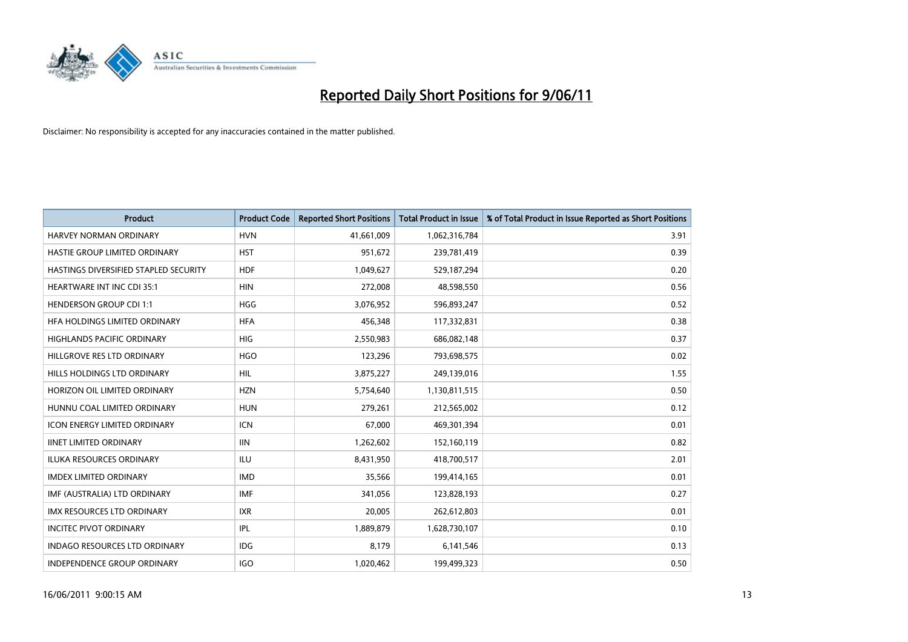# Reported Daily Short Positions for 9/06/11

Disclaimer: No responsibility is accepted for any inaccuracies contained in the matter published.

| Product | Product Code | Reported Short Positions | Total Product in Issue | % of Total Product in Issue Reported as Short Positions |
|---|---|---|---|---|
| HARVEY NORMAN ORDINARY | HVN | 41,661,009 | 1,062,316,784 | 3.91 |
| HASTIE GROUP LIMITED ORDINARY | HST | 951,672 | 239,781,419 | 0.39 |
| HASTINGS DIVERSIFIED STAPLED SECURITY | HDF | 1,049,627 | 529,187,294 | 0.20 |
| HEARTWARE INT INC CDI 35:1 | HIN | 272,008 | 48,598,550 | 0.56 |
| HENDERSON GROUP CDI 1:1 | HGG | 3,076,952 | 596,893,247 | 0.52 |
| HFA HOLDINGS LIMITED ORDINARY | HFA | 456,348 | 117,332,831 | 0.38 |
| HIGHLANDS PACIFIC ORDINARY | HIG | 2,550,983 | 686,082,148 | 0.37 |
| HILLGROVE RES LTD ORDINARY | HGO | 123,296 | 793,698,575 | 0.02 |
| HILLS HOLDINGS LTD ORDINARY | HIL | 3,875,227 | 249,139,016 | 1.55 |
| HORIZON OIL LIMITED ORDINARY | HZN | 5,754,640 | 1,130,811,515 | 0.50 |
| HUNNU COAL LIMITED ORDINARY | HUN | 279,261 | 212,565,002 | 0.12 |
| ICON ENERGY LIMITED ORDINARY | ICN | 67,000 | 469,301,394 | 0.01 |
| IINET LIMITED ORDINARY | IIN | 1,262,602 | 152,160,119 | 0.82 |
| ILUKA RESOURCES ORDINARY | ILU | 8,431,950 | 418,700,517 | 2.01 |
| IMDEX LIMITED ORDINARY | IMD | 35,566 | 199,414,165 | 0.01 |
| IMF (AUSTRALIA) LTD ORDINARY | IMF | 341,056 | 123,828,193 | 0.27 |
| IMX RESOURCES LTD ORDINARY | IXR | 20,005 | 262,612,803 | 0.01 |
| INCITEC PIVOT ORDINARY | IPL | 1,889,879 | 1,628,730,107 | 0.10 |
| INDAGO RESOURCES LTD ORDINARY | IDG | 8,179 | 6,141,546 | 0.13 |
| INDEPENDENCE GROUP ORDINARY | IGO | 1,020,462 | 199,499,323 | 0.50 |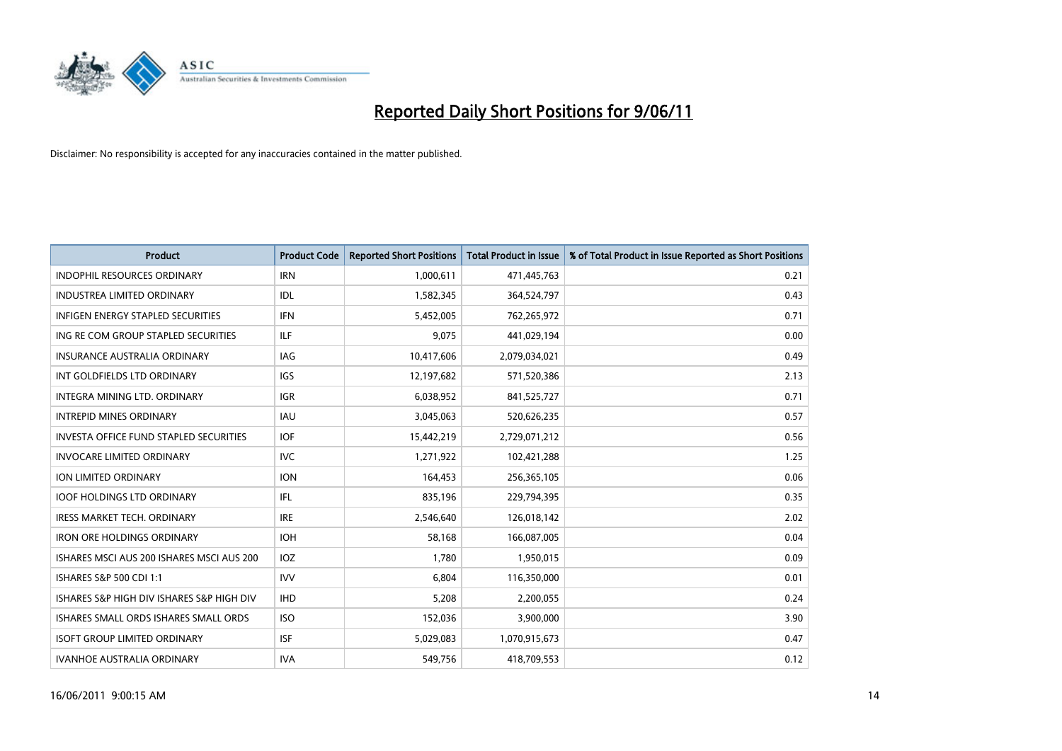# Reported Daily Short Positions for 9/06/11

Disclaimer: No responsibility is accepted for any inaccuracies contained in the matter published.

| Product | Product Code | Reported Short Positions | Total Product in Issue | % of Total Product in Issue Reported as Short Positions |
|---|---|---|---|---|
| INDOPHIL RESOURCES ORDINARY | IRN | 1,000,611 | 471,445,763 | 0.21 |
| INDUSTREA LIMITED ORDINARY | IDL | 1,582,345 | 364,524,797 | 0.43 |
| INFIGEN ENERGY STAPLED SECURITIES | IFN | 5,452,005 | 762,265,972 | 0.71 |
| ING RE COM GROUP STAPLED SECURITIES | ILF | 9,075 | 441,029,194 | 0.00 |
| INSURANCE AUSTRALIA ORDINARY | IAG | 10,417,606 | 2,079,034,021 | 0.49 |
| INT GOLDFIELDS LTD ORDINARY | IGS | 12,197,682 | 571,520,386 | 2.13 |
| INTEGRA MINING LTD. ORDINARY | IGR | 6,038,952 | 841,525,727 | 0.71 |
| INTREPID MINES ORDINARY | IAU | 3,045,063 | 520,626,235 | 0.57 |
| INVESTA OFFICE FUND STAPLED SECURITIES | IOF | 15,442,219 | 2,729,071,212 | 0.56 |
| INVOCARE LIMITED ORDINARY | IVC | 1,271,922 | 102,421,288 | 1.25 |
| ION LIMITED ORDINARY | ION | 164,453 | 256,365,105 | 0.06 |
| IOOF HOLDINGS LTD ORDINARY | IFL | 835,196 | 229,794,395 | 0.35 |
| IRESS MARKET TECH. ORDINARY | IRE | 2,546,640 | 126,018,142 | 2.02 |
| IRON ORE HOLDINGS ORDINARY | IOH | 58,168 | 166,087,005 | 0.04 |
| ISHARES MSCI AUS 200 ISHARES MSCI AUS 200 | IOZ | 1,780 | 1,950,015 | 0.09 |
| ISHARES S&P 500 CDI 1:1 | IVV | 6,804 | 116,350,000 | 0.01 |
| ISHARES S&P HIGH DIV ISHARES S&P HIGH DIV | IHD | 5,208 | 2,200,055 | 0.24 |
| ISHARES SMALL ORDS ISHARES SMALL ORDS | ISO | 152,036 | 3,900,000 | 3.90 |
| ISOFT GROUP LIMITED ORDINARY | ISF | 5,029,083 | 1,070,915,673 | 0.47 |
| IVANHOE AUSTRALIA ORDINARY | IVA | 549,756 | 418,709,553 | 0.12 |

16/06/2011 9:00:15 AM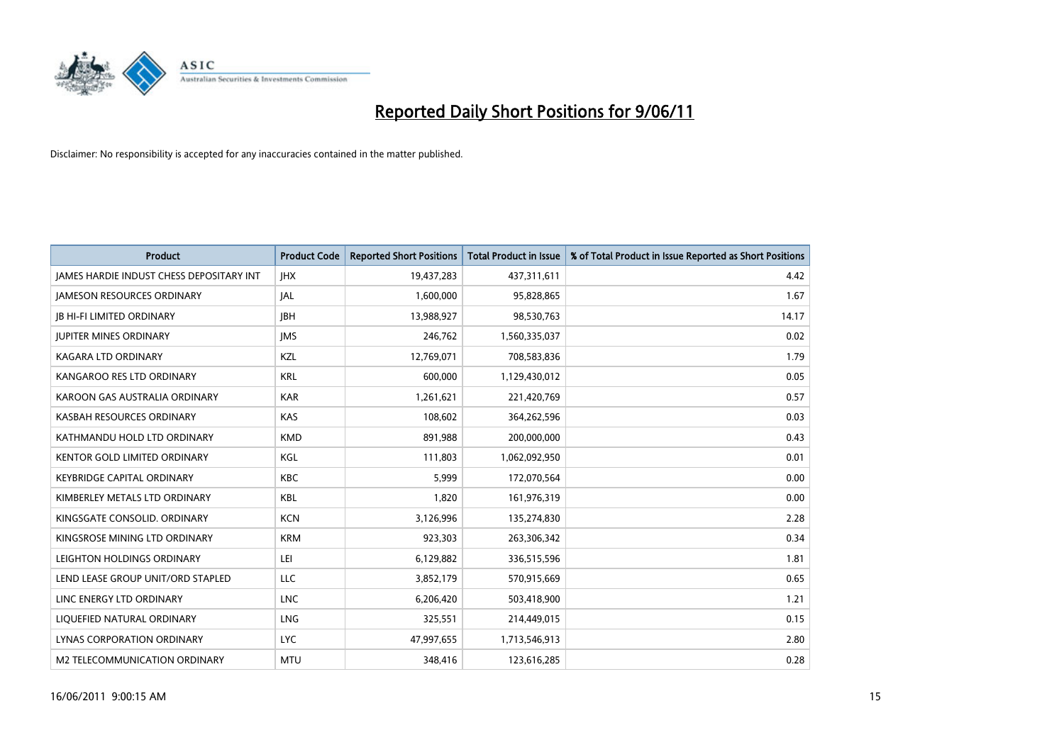# Reported Daily Short Positions for 9/06/11

Disclaimer: No responsibility is accepted for any inaccuracies contained in the matter published.

| Product | Product Code | Reported Short Positions | Total Product in Issue | % of Total Product in Issue Reported as Short Positions |
|---|---|---|---|---|
| JAMES HARDIE INDUST CHESS DEPOSITARY INT | JHX | 19,437,283 | 437,311,611 | 4.42 |
| JAMESON RESOURCES ORDINARY | JAL | 1,600,000 | 95,828,865 | 1.67 |
| JB HI-FI LIMITED ORDINARY | JBH | 13,988,927 | 98,530,763 | 14.17 |
| JUPITER MINES ORDINARY | JMS | 246,762 | 1,560,335,037 | 0.02 |
| KAGARA LTD ORDINARY | KZL | 12,769,071 | 708,583,836 | 1.79 |
| KANGAROO RES LTD ORDINARY | KRL | 600,000 | 1,129,430,012 | 0.05 |
| KAROON GAS AUSTRALIA ORDINARY | KAR | 1,261,621 | 221,420,769 | 0.57 |
| KASBAH RESOURCES ORDINARY | KAS | 108,602 | 364,262,596 | 0.03 |
| KATHMANDU HOLD LTD ORDINARY | KMD | 891,988 | 200,000,000 | 0.43 |
| KENTOR GOLD LIMITED ORDINARY | KGL | 111,803 | 1,062,092,950 | 0.01 |
| KEYBRIDGE CAPITAL ORDINARY | KBC | 5,999 | 172,070,564 | 0.00 |
| KIMBERLEY METALS LTD ORDINARY | KBL | 1,820 | 161,976,319 | 0.00 |
| KINGSGATE CONSOLID. ORDINARY | KCN | 3,126,996 | 135,274,830 | 2.28 |
| KINGSROSE MINING LTD ORDINARY | KRM | 923,303 | 263,306,342 | 0.34 |
| LEIGHTON HOLDINGS ORDINARY | LEI | 6,129,882 | 336,515,596 | 1.81 |
| LEND LEASE GROUP UNIT/ORD STAPLED | LLC | 3,852,179 | 570,915,669 | 0.65 |
| LINC ENERGY LTD ORDINARY | LNC | 6,206,420 | 503,418,900 | 1.21 |
| LIQUEFIED NATURAL ORDINARY | LNG | 325,551 | 214,449,015 | 0.15 |
| LYNAS CORPORATION ORDINARY | LYC | 47,997,655 | 1,713,546,913 | 2.80 |
| M2 TELECOMMUNICATION ORDINARY | MTU | 348,416 | 123,616,285 | 0.28 |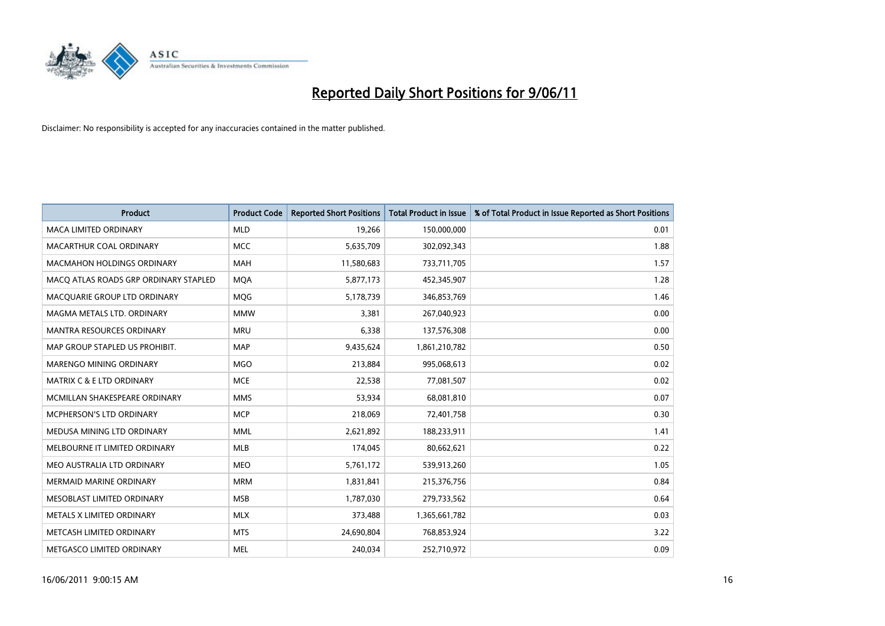# Reported Daily Short Positions for 9/06/11

Disclaimer: No responsibility is accepted for any inaccuracies contained in the matter published.

| Product | Product Code | Reported Short Positions | Total Product in Issue | % of Total Product in Issue Reported as Short Positions |
|---|---|---|---|---|
| MACA LIMITED ORDINARY | MLD | 19,266 | 150,000,000 | 0.01 |
| MACARTHUR COAL ORDINARY | MCC | 5,635,709 | 302,092,343 | 1.88 |
| MACMAHON HOLDINGS ORDINARY | MAH | 11,580,683 | 733,711,705 | 1.57 |
| MACQ ATLAS ROADS GRP ORDINARY STAPLED | MQA | 5,877,173 | 452,345,907 | 1.28 |
| MACQUARIE GROUP LTD ORDINARY | MQG | 5,178,739 | 346,853,769 | 1.46 |
| MAGMA METALS LTD. ORDINARY | MMW | 3,381 | 267,040,923 | 0.00 |
| MANTRA RESOURCES ORDINARY | MRU | 6,338 | 137,576,308 | 0.00 |
| MAP GROUP STAPLED US PROHIBIT. | MAP | 9,435,624 | 1,861,210,782 | 0.50 |
| MARENGO MINING ORDINARY | MGO | 213,884 | 995,068,613 | 0.02 |
| MATRIX C & E LTD ORDINARY | MCE | 22,538 | 77,081,507 | 0.02 |
| MCMILLAN SHAKESPEARE ORDINARY | MMS | 53,934 | 68,081,810 | 0.07 |
| MCPHERSON'S LTD ORDINARY | MCP | 218,069 | 72,401,758 | 0.30 |
| MEDUSA MINING LTD ORDINARY | MML | 2,621,892 | 188,233,911 | 1.41 |
| MELBOURNE IT LIMITED ORDINARY | MLB | 174,045 | 80,662,621 | 0.22 |
| MEO AUSTRALIA LTD ORDINARY | MEO | 5,761,172 | 539,913,260 | 1.05 |
| MERMAID MARINE ORDINARY | MRM | 1,831,841 | 215,376,756 | 0.84 |
| MESOBLAST LIMITED ORDINARY | MSB | 1,787,030 | 279,733,562 | 0.64 |
| METALS X LIMITED ORDINARY | MLX | 373,488 | 1,365,661,782 | 0.03 |
| METCASH LIMITED ORDINARY | MTS | 24,690,804 | 768,853,924 | 3.22 |
| METGASCO LIMITED ORDINARY | MEL | 240,034 | 252,710,972 | 0.09 |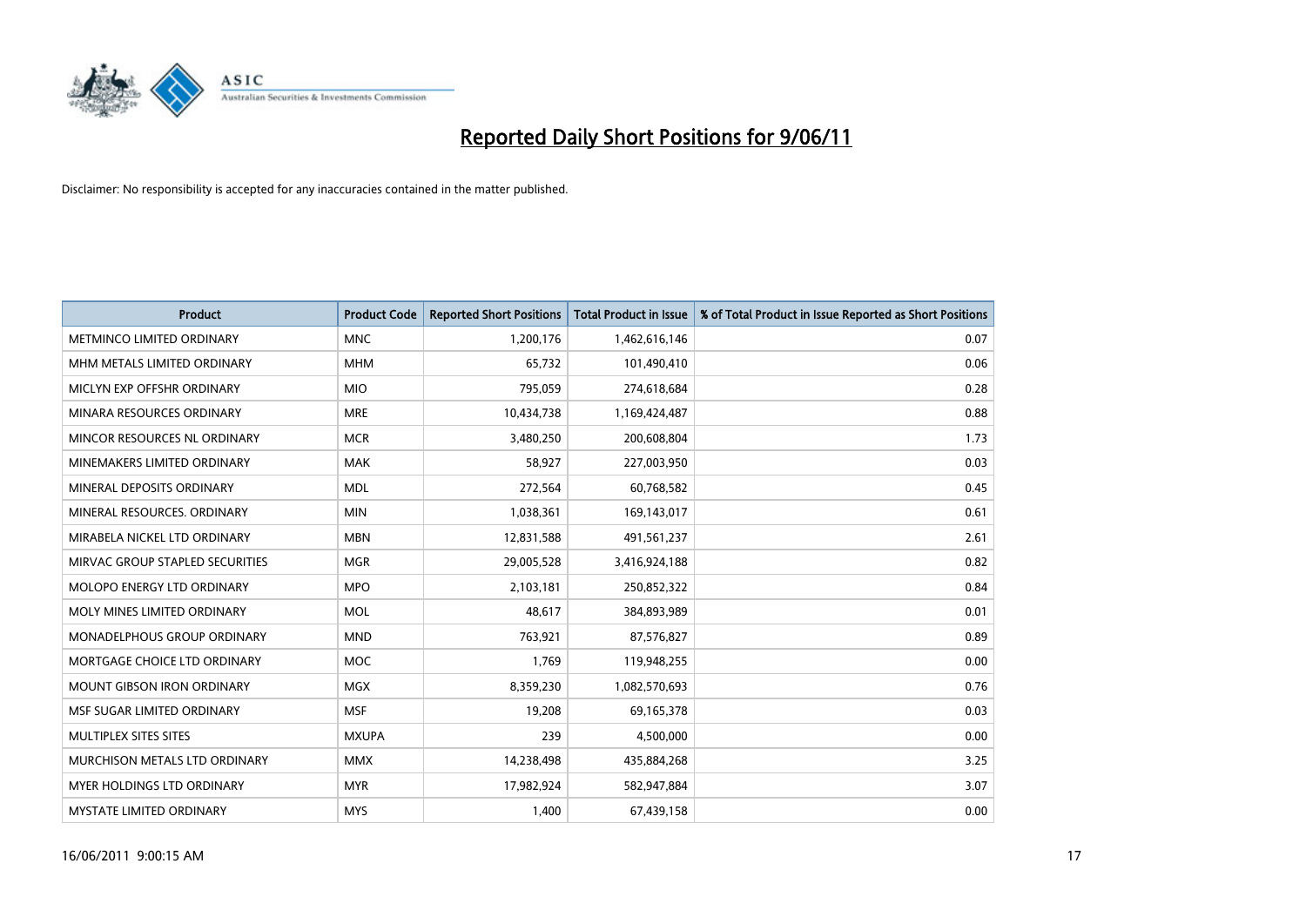# Reported Daily Short Positions for 9/06/11

Disclaimer: No responsibility is accepted for any inaccuracies contained in the matter published.

| Product | Product Code | Reported Short Positions | Total Product in Issue | % of Total Product in Issue Reported as Short Positions |
|---|---|---|---|---|
| METMINCO LIMITED ORDINARY | MNC | 1,200,176 | 1,462,616,146 | 0.07 |
| MHM METALS LIMITED ORDINARY | MHM | 65,732 | 101,490,410 | 0.06 |
| MICLYN EXP OFFSHR ORDINARY | MIO | 795,059 | 274,618,684 | 0.28 |
| MINARA RESOURCES ORDINARY | MRE | 10,434,738 | 1,169,424,487 | 0.88 |
| MINCOR RESOURCES NL ORDINARY | MCR | 3,480,250 | 200,608,804 | 1.73 |
| MINEMAKERS LIMITED ORDINARY | MAK | 58,927 | 227,003,950 | 0.03 |
| MINERAL DEPOSITS ORDINARY | MDL | 272,564 | 60,768,582 | 0.45 |
| MINERAL RESOURCES. ORDINARY | MIN | 1,038,361 | 169,143,017 | 0.61 |
| MIRABELA NICKEL LTD ORDINARY | MBN | 12,831,588 | 491,561,237 | 2.61 |
| MIRVAC GROUP STAPLED SECURITIES | MGR | 29,005,528 | 3,416,924,188 | 0.82 |
| MOLOPO ENERGY LTD ORDINARY | MPO | 2,103,181 | 250,852,322 | 0.84 |
| MOLY MINES LIMITED ORDINARY | MOL | 48,617 | 384,893,989 | 0.01 |
| MONADELPHOUS GROUP ORDINARY | MND | 763,921 | 87,576,827 | 0.89 |
| MORTGAGE CHOICE LTD ORDINARY | MOC | 1,769 | 119,948,255 | 0.00 |
| MOUNT GIBSON IRON ORDINARY | MGX | 8,359,230 | 1,082,570,693 | 0.76 |
| MSF SUGAR LIMITED ORDINARY | MSF | 19,208 | 69,165,378 | 0.03 |
| MULTIPLEX SITES SITES | MXUPA | 239 | 4,500,000 | 0.00 |
| MURCHISON METALS LTD ORDINARY | MMX | 14,238,498 | 435,884,268 | 3.25 |
| MYER HOLDINGS LTD ORDINARY | MYR | 17,982,924 | 582,947,884 | 3.07 |
| MYSTATE LIMITED ORDINARY | MYS | 1,400 | 67,439,158 | 0.00 |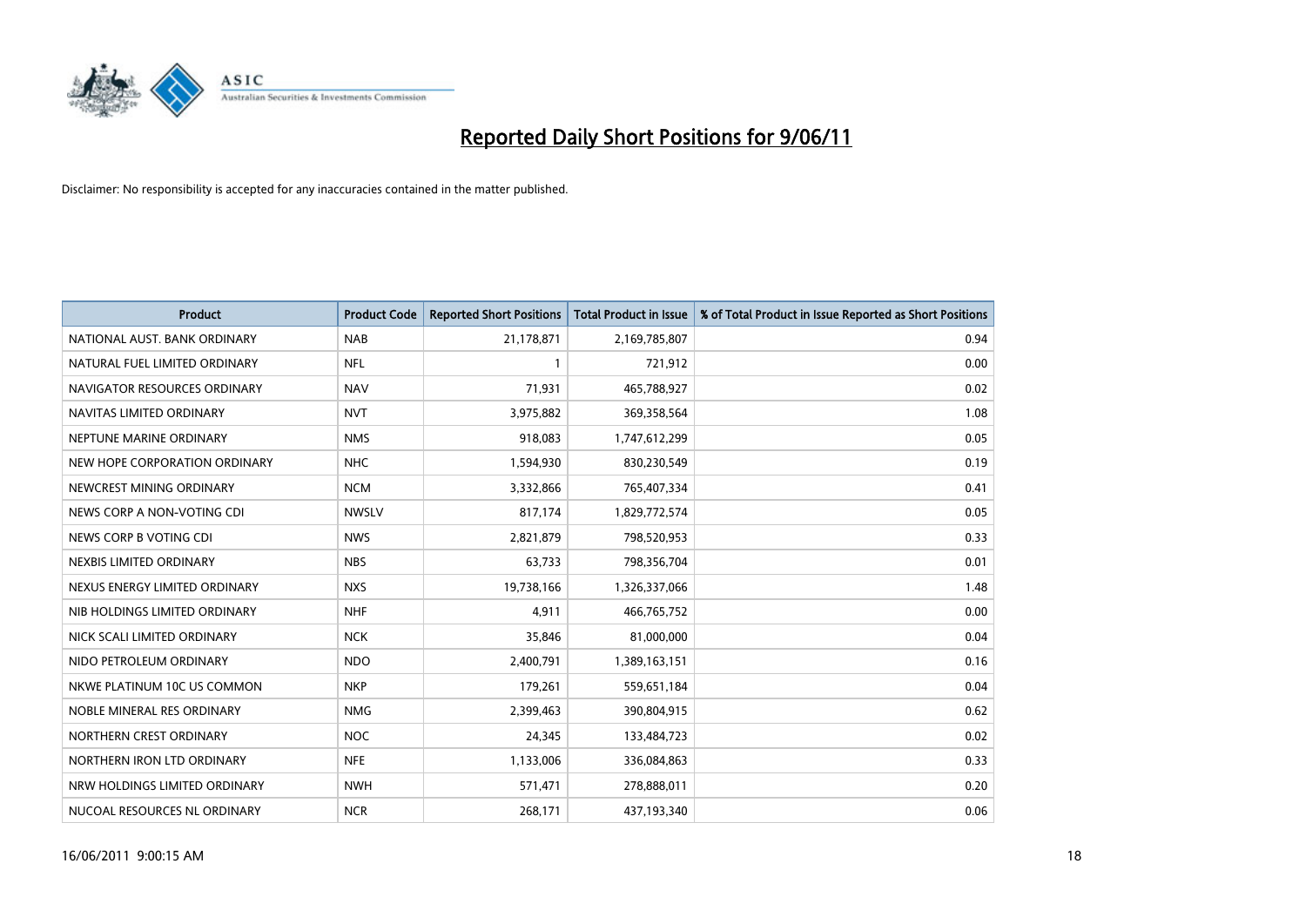# Reported Daily Short Positions for 9/06/11

Disclaimer: No responsibility is accepted for any inaccuracies contained in the matter published.

| Product | Product Code | Reported Short Positions | Total Product in Issue | % of Total Product in Issue Reported as Short Positions |
|---|---|---|---|---|
| NATIONAL AUST. BANK ORDINARY | NAB | 21,178,871 | 2,169,785,807 | 0.94 |
| NATURAL FUEL LIMITED ORDINARY | NFL | 1 | 721,912 | 0.00 |
| NAVIGATOR RESOURCES ORDINARY | NAV | 71,931 | 465,788,927 | 0.02 |
| NAVITAS LIMITED ORDINARY | NVT | 3,975,882 | 369,358,564 | 1.08 |
| NEPTUNE MARINE ORDINARY | NMS | 918,083 | 1,747,612,299 | 0.05 |
| NEW HOPE CORPORATION ORDINARY | NHC | 1,594,930 | 830,230,549 | 0.19 |
| NEWCREST MINING ORDINARY | NCM | 3,332,866 | 765,407,334 | 0.41 |
| NEWS CORP A NON-VOTING CDI | NWSLV | 817,174 | 1,829,772,574 | 0.05 |
| NEWS CORP B VOTING CDI | NWS | 2,821,879 | 798,520,953 | 0.33 |
| NEXBIS LIMITED ORDINARY | NBS | 63,733 | 798,356,704 | 0.01 |
| NEXUS ENERGY LIMITED ORDINARY | NXS | 19,738,166 | 1,326,337,066 | 1.48 |
| NIB HOLDINGS LIMITED ORDINARY | NHF | 4,911 | 466,765,752 | 0.00 |
| NICK SCALI LIMITED ORDINARY | NCK | 35,846 | 81,000,000 | 0.04 |
| NIDO PETROLEUM ORDINARY | NDO | 2,400,791 | 1,389,163,151 | 0.16 |
| NKWE PLATINUM 10C US COMMON | NKP | 179,261 | 559,651,184 | 0.04 |
| NOBLE MINERAL RES ORDINARY | NMG | 2,399,463 | 390,804,915 | 0.62 |
| NORTHERN CREST ORDINARY | NOC | 24,345 | 133,484,723 | 0.02 |
| NORTHERN IRON LTD ORDINARY | NFE | 1,133,006 | 336,084,863 | 0.33 |
| NRW HOLDINGS LIMITED ORDINARY | NWH | 571,471 | 278,888,011 | 0.20 |
| NUCOAL RESOURCES NL ORDINARY | NCR | 268,171 | 437,193,340 | 0.06 |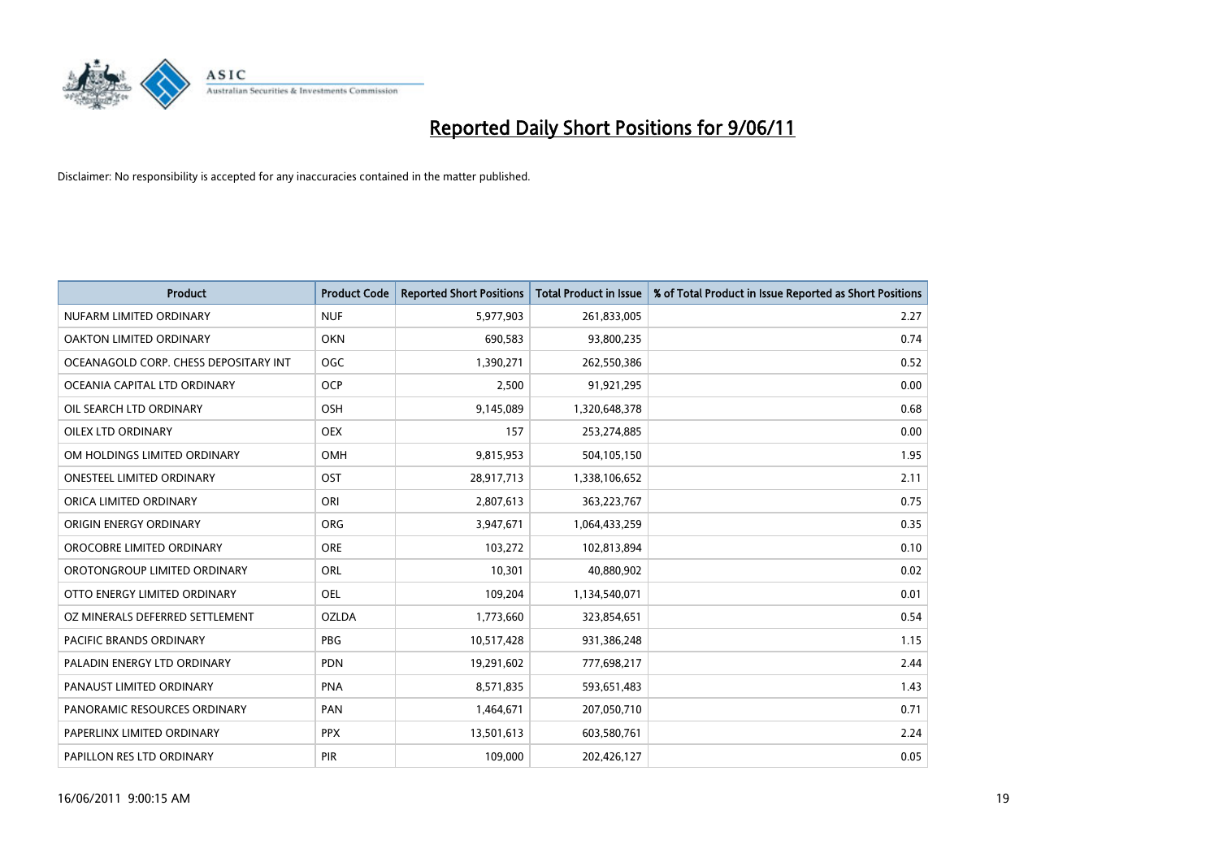# Reported Daily Short Positions for 9/06/11

Disclaimer: No responsibility is accepted for any inaccuracies contained in the matter published.

| Product | Product Code | Reported Short Positions | Total Product in Issue | % of Total Product in Issue Reported as Short Positions |
|---|---|---|---|---|
| NUFARM LIMITED ORDINARY | NUF | 5,977,903 | 261,833,005 | 2.27 |
| OAKTON LIMITED ORDINARY | OKN | 690,583 | 93,800,235 | 0.74 |
| OCEANAGOLD CORP. CHESS DEPOSITARY INT | OGC | 1,390,271 | 262,550,386 | 0.52 |
| OCEANIA CAPITAL LTD ORDINARY | OCP | 2,500 | 91,921,295 | 0.00 |
| OIL SEARCH LTD ORDINARY | OSH | 9,145,089 | 1,320,648,378 | 0.68 |
| OILEX LTD ORDINARY | OEX | 157 | 253,274,885 | 0.00 |
| OM HOLDINGS LIMITED ORDINARY | OMH | 9,815,953 | 504,105,150 | 1.95 |
| ONESTEEL LIMITED ORDINARY | OST | 28,917,713 | 1,338,106,652 | 2.11 |
| ORICA LIMITED ORDINARY | ORI | 2,807,613 | 363,223,767 | 0.75 |
| ORIGIN ENERGY ORDINARY | ORG | 3,947,671 | 1,064,433,259 | 0.35 |
| OROCOBRE LIMITED ORDINARY | ORE | 103,272 | 102,813,894 | 0.10 |
| OROTONGROUP LIMITED ORDINARY | ORL | 10,301 | 40,880,902 | 0.02 |
| OTTO ENERGY LIMITED ORDINARY | OEL | 109,204 | 1,134,540,071 | 0.01 |
| OZ MINERALS DEFERRED SETTLEMENT | OZLDA | 1,773,660 | 323,854,651 | 0.54 |
| PACIFIC BRANDS ORDINARY | PBG | 10,517,428 | 931,386,248 | 1.15 |
| PALADIN ENERGY LTD ORDINARY | PDN | 19,291,602 | 777,698,217 | 2.44 |
| PANAUST LIMITED ORDINARY | PNA | 8,571,835 | 593,651,483 | 1.43 |
| PANORAMIC RESOURCES ORDINARY | PAN | 1,464,671 | 207,050,710 | 0.71 |
| PAPERLINX LIMITED ORDINARY | PPX | 13,501,613 | 603,580,761 | 2.24 |
| PAPILLON RES LTD ORDINARY | PIR | 109,000 | 202,426,127 | 0.05 |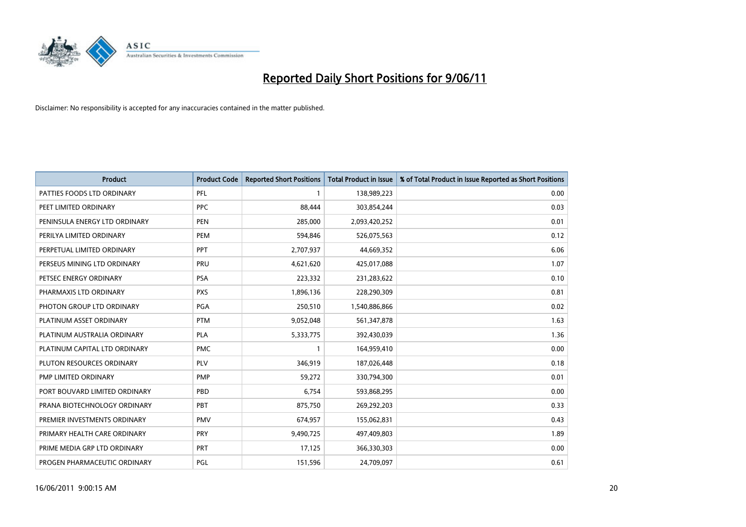# Reported Daily Short Positions for 9/06/11

Disclaimer: No responsibility is accepted for any inaccuracies contained in the matter published.

| Product | Product Code | Reported Short Positions | Total Product in Issue | % of Total Product in Issue Reported as Short Positions |
|---|---|---|---|---|
| PATTIES FOODS LTD ORDINARY | PFL | 1 | 138,989,223 | 0.00 |
| PEET LIMITED ORDINARY | PPC | 88,444 | 303,854,244 | 0.03 |
| PENINSULA ENERGY LTD ORDINARY | PEN | 285,000 | 2,093,420,252 | 0.01 |
| PERILYA LIMITED ORDINARY | PEM | 594,846 | 526,075,563 | 0.12 |
| PERPETUAL LIMITED ORDINARY | PPT | 2,707,937 | 44,669,352 | 6.06 |
| PERSEUS MINING LTD ORDINARY | PRU | 4,621,620 | 425,017,088 | 1.07 |
| PETSEC ENERGY ORDINARY | PSA | 223,332 | 231,283,622 | 0.10 |
| PHARMAXIS LTD ORDINARY | PXS | 1,896,136 | 228,290,309 | 0.81 |
| PHOTON GROUP LTD ORDINARY | PGA | 250,510 | 1,540,886,866 | 0.02 |
| PLATINUM ASSET ORDINARY | PTM | 9,052,048 | 561,347,878 | 1.63 |
| PLATINUM AUSTRALIA ORDINARY | PLA | 5,333,775 | 392,430,039 | 1.36 |
| PLATINUM CAPITAL LTD ORDINARY | PMC | 1 | 164,959,410 | 0.00 |
| PLUTON RESOURCES ORDINARY | PLV | 346,919 | 187,026,448 | 0.18 |
| PMP LIMITED ORDINARY | PMP | 59,272 | 330,794,300 | 0.01 |
| PORT BOUVARD LIMITED ORDINARY | PBD | 6,754 | 593,868,295 | 0.00 |
| PRANA BIOTECHNOLOGY ORDINARY | PBT | 875,750 | 269,292,203 | 0.33 |
| PREMIER INVESTMENTS ORDINARY | PMV | 674,957 | 155,062,831 | 0.43 |
| PRIMARY HEALTH CARE ORDINARY | PRY | 9,490,725 | 497,409,803 | 1.89 |
| PRIME MEDIA GRP LTD ORDINARY | PRT | 17,125 | 366,330,303 | 0.00 |
| PROGEN PHARMACEUTIC ORDINARY | PGL | 151,596 | 24,709,097 | 0.61 |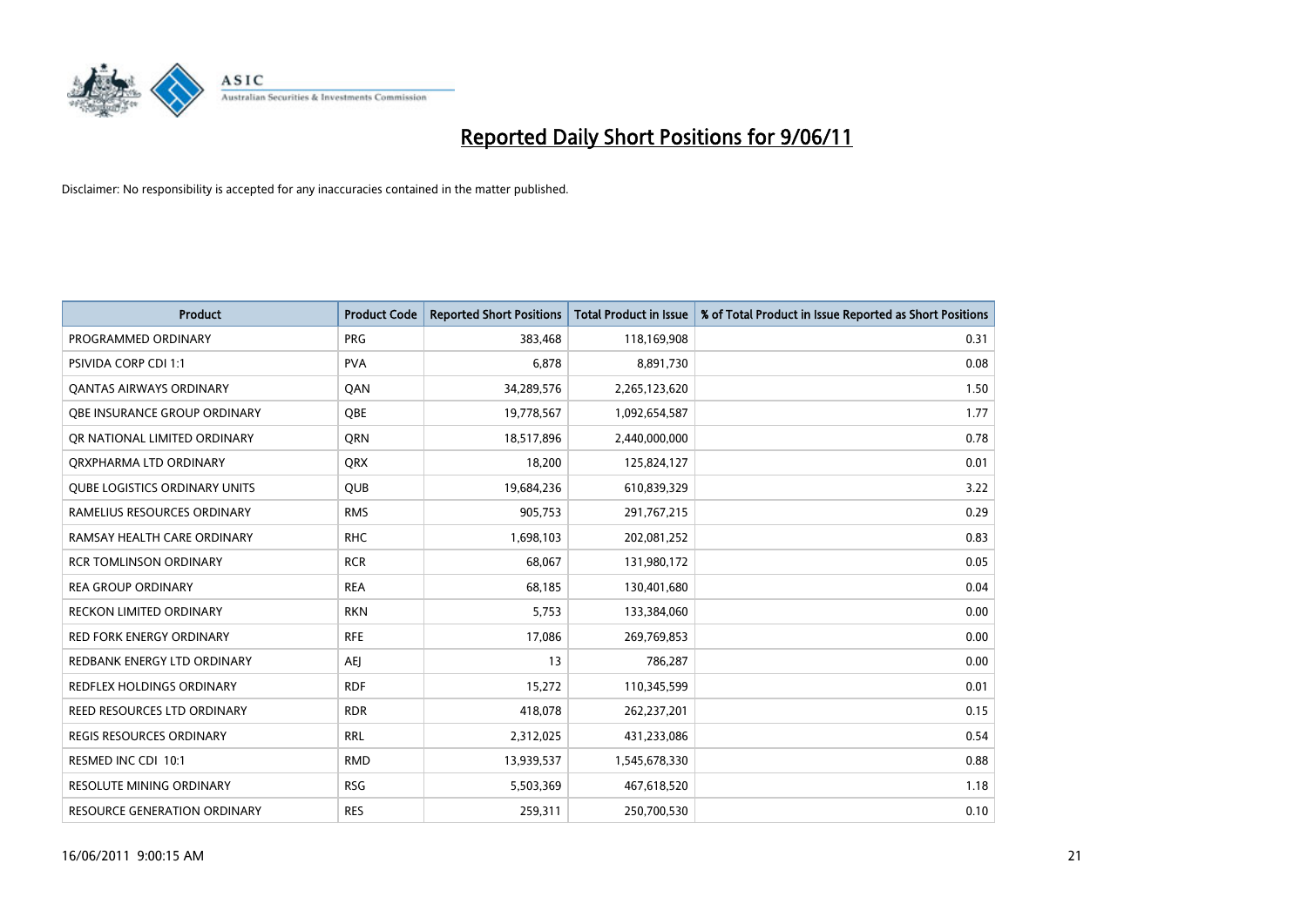# Reported Daily Short Positions for 9/06/11

Disclaimer: No responsibility is accepted for any inaccuracies contained in the matter published.

| Product | Product Code | Reported Short Positions | Total Product in Issue | % of Total Product in Issue Reported as Short Positions |
|---|---|---|---|---|
| PROGRAMMED ORDINARY | PRG | 383,468 | 118,169,908 | 0.31 |
| PSIVIDA CORP CDI 1:1 | PVA | 6,878 | 8,891,730 | 0.08 |
| QANTAS AIRWAYS ORDINARY | QAN | 34,289,576 | 2,265,123,620 | 1.50 |
| QBE INSURANCE GROUP ORDINARY | QBE | 19,778,567 | 1,092,654,587 | 1.77 |
| QR NATIONAL LIMITED ORDINARY | QRN | 18,517,896 | 2,440,000,000 | 0.78 |
| QRXPHARMA LTD ORDINARY | QRX | 18,200 | 125,824,127 | 0.01 |
| QUBE LOGISTICS ORDINARY UNITS | QUB | 19,684,236 | 610,839,329 | 3.22 |
| RAMELIUS RESOURCES ORDINARY | RMS | 905,753 | 291,767,215 | 0.29 |
| RAMSAY HEALTH CARE ORDINARY | RHC | 1,698,103 | 202,081,252 | 0.83 |
| RCR TOMLINSON ORDINARY | RCR | 68,067 | 131,980,172 | 0.05 |
| REA GROUP ORDINARY | REA | 68,185 | 130,401,680 | 0.04 |
| RECKON LIMITED ORDINARY | RKN | 5,753 | 133,384,060 | 0.00 |
| RED FORK ENERGY ORDINARY | RFE | 17,086 | 269,769,853 | 0.00 |
| REDBANK ENERGY LTD ORDINARY | AEJ | 13 | 786,287 | 0.00 |
| REDFLEX HOLDINGS ORDINARY | RDF | 15,272 | 110,345,599 | 0.01 |
| REED RESOURCES LTD ORDINARY | RDR | 418,078 | 262,237,201 | 0.15 |
| REGIS RESOURCES ORDINARY | RRL | 2,312,025 | 431,233,086 | 0.54 |
| RESMED INC CDI 10:1 | RMD | 13,939,537 | 1,545,678,330 | 0.88 |
| RESOLUTE MINING ORDINARY | RSG | 5,503,369 | 467,618,520 | 1.18 |
| RESOURCE GENERATION ORDINARY | RES | 259,311 | 250,700,530 | 0.10 |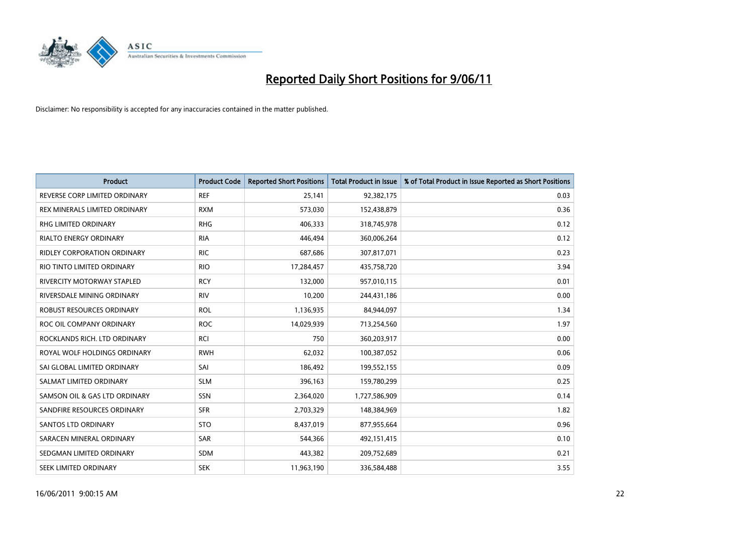# Reported Daily Short Positions for 9/06/11

Disclaimer: No responsibility is accepted for any inaccuracies contained in the matter published.

| Product | Product Code | Reported Short Positions | Total Product in Issue | % of Total Product in Issue Reported as Short Positions |
|---|---|---|---|---|
| REVERSE CORP LIMITED ORDINARY | REF | 25,141 | 92,382,175 | 0.03 |
| REX MINERALS LIMITED ORDINARY | RXM | 573,030 | 152,438,879 | 0.36 |
| RHG LIMITED ORDINARY | RHG | 406,333 | 318,745,978 | 0.12 |
| RIALTO ENERGY ORDINARY | RIA | 446,494 | 360,006,264 | 0.12 |
| RIDLEY CORPORATION ORDINARY | RIC | 687,686 | 307,817,071 | 0.23 |
| RIO TINTO LIMITED ORDINARY | RIO | 17,284,457 | 435,758,720 | 3.94 |
| RIVERCITY MOTORWAY STAPLED | RCY | 132,000 | 957,010,115 | 0.01 |
| RIVERSDALE MINING ORDINARY | RIV | 10,200 | 244,431,186 | 0.00 |
| ROBUST RESOURCES ORDINARY | ROL | 1,136,935 | 84,944,097 | 1.34 |
| ROC OIL COMPANY ORDINARY | ROC | 14,029,939 | 713,254,560 | 1.97 |
| ROCKLANDS RICH. LTD ORDINARY | RCI | 750 | 360,203,917 | 0.00 |
| ROYAL WOLF HOLDINGS ORDINARY | RWH | 62,032 | 100,387,052 | 0.06 |
| SAI GLOBAL LIMITED ORDINARY | SAI | 186,492 | 199,552,155 | 0.09 |
| SALMAT LIMITED ORDINARY | SLM | 396,163 | 159,780,299 | 0.25 |
| SAMSON OIL & GAS LTD ORDINARY | SSN | 2,364,020 | 1,727,586,909 | 0.14 |
| SANDFIRE RESOURCES ORDINARY | SFR | 2,703,329 | 148,384,969 | 1.82 |
| SANTOS LTD ORDINARY | STO | 8,437,019 | 877,955,664 | 0.96 |
| SARACEN MINERAL ORDINARY | SAR | 544,366 | 492,151,415 | 0.10 |
| SEDGMAN LIMITED ORDINARY | SDM | 443,382 | 209,752,689 | 0.21 |
| SEEK LIMITED ORDINARY | SEK | 11,963,190 | 336,584,488 | 3.55 |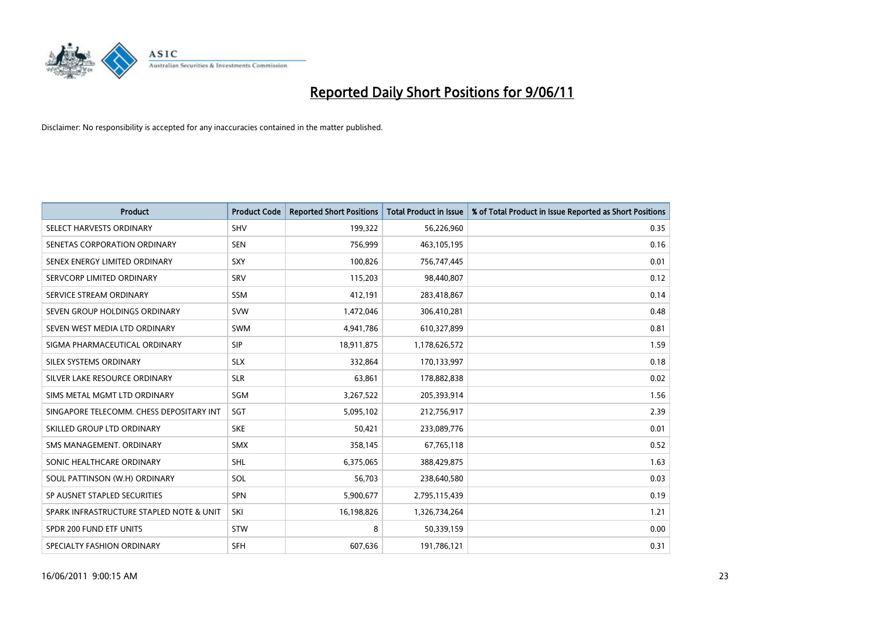# Reported Daily Short Positions for 9/06/11

Disclaimer: No responsibility is accepted for any inaccuracies contained in the matter published.

| Product | Product Code | Reported Short Positions | Total Product in Issue | % of Total Product in Issue Reported as Short Positions |
|---|---|---|---|---|
| SELECT HARVESTS ORDINARY | SHV | 199,322 | 56,226,960 | 0.35 |
| SENETAS CORPORATION ORDINARY | SEN | 756,999 | 463,105,195 | 0.16 |
| SENEX ENERGY LIMITED ORDINARY | SXY | 100,826 | 756,747,445 | 0.01 |
| SERVCORP LIMITED ORDINARY | SRV | 115,203 | 98,440,807 | 0.12 |
| SERVICE STREAM ORDINARY | SSM | 412,191 | 283,418,867 | 0.14 |
| SEVEN GROUP HOLDINGS ORDINARY | SVW | 1,472,046 | 306,410,281 | 0.48 |
| SEVEN WEST MEDIA LTD ORDINARY | SWM | 4,941,786 | 610,327,899 | 0.81 |
| SIGMA PHARMACEUTICAL ORDINARY | SIP | 18,911,875 | 1,178,626,572 | 1.59 |
| SILEX SYSTEMS ORDINARY | SLX | 332,864 | 170,133,997 | 0.18 |
| SILVER LAKE RESOURCE ORDINARY | SLR | 63,861 | 178,882,838 | 0.02 |
| SIMS METAL MGMT LTD ORDINARY | SGM | 3,267,522 | 205,393,914 | 1.56 |
| SINGAPORE TELECOMM. CHESS DEPOSITARY INT | SGT | 5,095,102 | 212,756,917 | 2.39 |
| SKILLED GROUP LTD ORDINARY | SKE | 50,421 | 233,089,776 | 0.01 |
| SMS MANAGEMENT. ORDINARY | SMX | 358,145 | 67,765,118 | 0.52 |
| SONIC HEALTHCARE ORDINARY | SHL | 6,375,065 | 388,429,875 | 1.63 |
| SOUL PATTINSON (W.H) ORDINARY | SOL | 56,703 | 238,640,580 | 0.03 |
| SP AUSNET STAPLED SECURITIES | SPN | 5,900,677 | 2,795,115,439 | 0.19 |
| SPARK INFRASTRUCTURE STAPLED NOTE & UNIT | SKI | 16,198,826 | 1,326,734,264 | 1.21 |
| SPDR 200 FUND ETF UNITS | STW | 8 | 50,339,159 | 0.00 |
| SPECIALTY FASHION ORDINARY | SFH | 607,636 | 191,786,121 | 0.31 |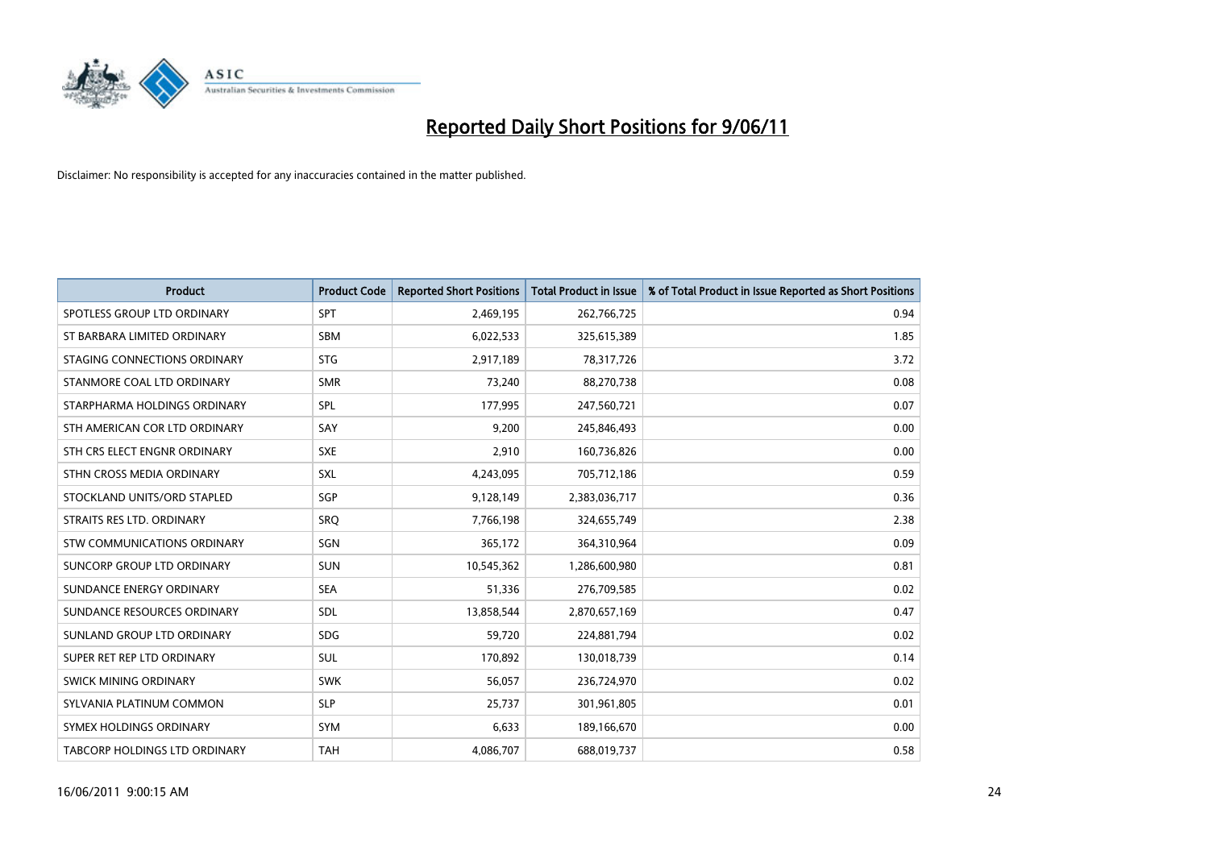# Reported Daily Short Positions for 9/06/11

Disclaimer: No responsibility is accepted for any inaccuracies contained in the matter published.

| Product | Product Code | Reported Short Positions | Total Product in Issue | % of Total Product in Issue Reported as Short Positions |
|---|---|---|---|---|
| SPOTLESS GROUP LTD ORDINARY | SPT | 2,469,195 | 262,766,725 | 0.94 |
| ST BARBARA LIMITED ORDINARY | SBM | 6,022,533 | 325,615,389 | 1.85 |
| STAGING CONNECTIONS ORDINARY | STG | 2,917,189 | 78,317,726 | 3.72 |
| STANMORE COAL LTD ORDINARY | SMR | 73,240 | 88,270,738 | 0.08 |
| STARPHARMA HOLDINGS ORDINARY | SPL | 177,995 | 247,560,721 | 0.07 |
| STH AMERICAN COR LTD ORDINARY | SAY | 9,200 | 245,846,493 | 0.00 |
| STH CRS ELECT ENGNR ORDINARY | SXE | 2,910 | 160,736,826 | 0.00 |
| STHN CROSS MEDIA ORDINARY | SXL | 4,243,095 | 705,712,186 | 0.59 |
| STOCKLAND UNITS/ORD STAPLED | SGP | 9,128,149 | 2,383,036,717 | 0.36 |
| STRAITS RES LTD. ORDINARY | SRQ | 7,766,198 | 324,655,749 | 2.38 |
| STW COMMUNICATIONS ORDINARY | SGN | 365,172 | 364,310,964 | 0.09 |
| SUNCORP GROUP LTD ORDINARY | SUN | 10,545,362 | 1,286,600,980 | 0.81 |
| SUNDANCE ENERGY ORDINARY | SEA | 51,336 | 276,709,585 | 0.02 |
| SUNDANCE RESOURCES ORDINARY | SDL | 13,858,544 | 2,870,657,169 | 0.47 |
| SUNLAND GROUP LTD ORDINARY | SDG | 59,720 | 224,881,794 | 0.02 |
| SUPER RET REP LTD ORDINARY | SUL | 170,892 | 130,018,739 | 0.14 |
| SWICK MINING ORDINARY | SWK | 56,057 | 236,724,970 | 0.02 |
| SYLVANIA PLATINUM COMMON | SLP | 25,737 | 301,961,805 | 0.01 |
| SYMEX HOLDINGS ORDINARY | SYM | 6,633 | 189,166,670 | 0.00 |
| TABCORP HOLDINGS LTD ORDINARY | TAH | 4,086,707 | 688,019,737 | 0.58 |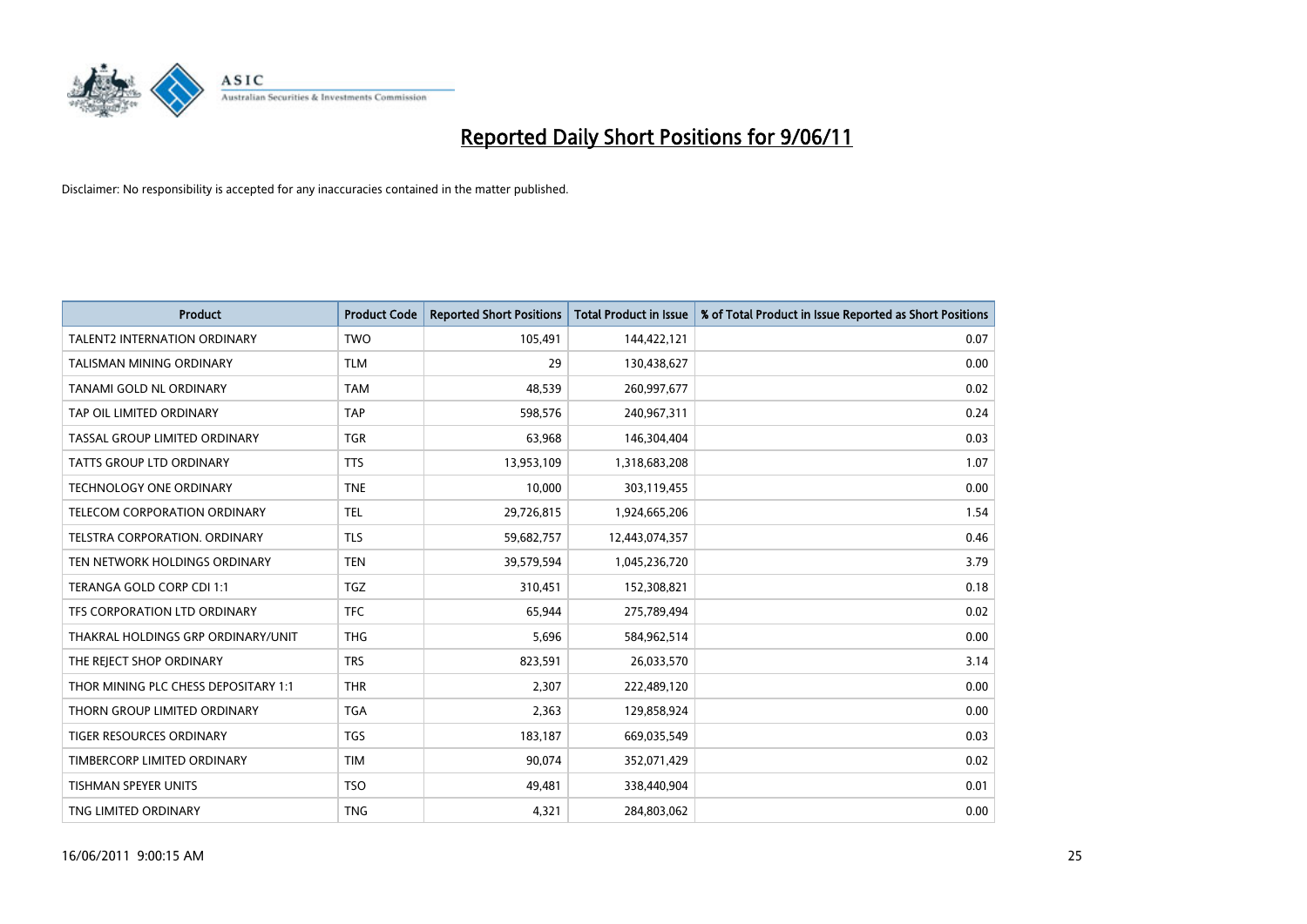# Reported Daily Short Positions for 9/06/11

Disclaimer: No responsibility is accepted for any inaccuracies contained in the matter published.

| Product | Product Code | Reported Short Positions | Total Product in Issue | % of Total Product in Issue Reported as Short Positions |
|---|---|---|---|---|
| TALENT2 INTERNATION ORDINARY | TWO | 105,491 | 144,422,121 | 0.07 |
| TALISMAN MINING ORDINARY | TLM | 29 | 130,438,627 | 0.00 |
| TANAMI GOLD NL ORDINARY | TAM | 48,539 | 260,997,677 | 0.02 |
| TAP OIL LIMITED ORDINARY | TAP | 598,576 | 240,967,311 | 0.24 |
| TASSAL GROUP LIMITED ORDINARY | TGR | 63,968 | 146,304,404 | 0.03 |
| TATTS GROUP LTD ORDINARY | TTS | 13,953,109 | 1,318,683,208 | 1.07 |
| TECHNOLOGY ONE ORDINARY | TNE | 10,000 | 303,119,455 | 0.00 |
| TELECOM CORPORATION ORDINARY | TEL | 29,726,815 | 1,924,665,206 | 1.54 |
| TELSTRA CORPORATION. ORDINARY | TLS | 59,682,757 | 12,443,074,357 | 0.46 |
| TEN NETWORK HOLDINGS ORDINARY | TEN | 39,579,594 | 1,045,236,720 | 3.79 |
| TERANGA GOLD CORP CDI 1:1 | TGZ | 310,451 | 152,308,821 | 0.18 |
| TFS CORPORATION LTD ORDINARY | TFC | 65,944 | 275,789,494 | 0.02 |
| THAKRAL HOLDINGS GRP ORDINARY/UNIT | THG | 5,696 | 584,962,514 | 0.00 |
| THE REJECT SHOP ORDINARY | TRS | 823,591 | 26,033,570 | 3.14 |
| THOR MINING PLC CHESS DEPOSITARY 1:1 | THR | 2,307 | 222,489,120 | 0.00 |
| THORN GROUP LIMITED ORDINARY | TGA | 2,363 | 129,858,924 | 0.00 |
| TIGER RESOURCES ORDINARY | TGS | 183,187 | 669,035,549 | 0.03 |
| TIMBERCORP LIMITED ORDINARY | TIM | 90,074 | 352,071,429 | 0.02 |
| TISHMAN SPEYER UNITS | TSO | 49,481 | 338,440,904 | 0.01 |
| TNG LIMITED ORDINARY | TNG | 4,321 | 284,803,062 | 0.00 |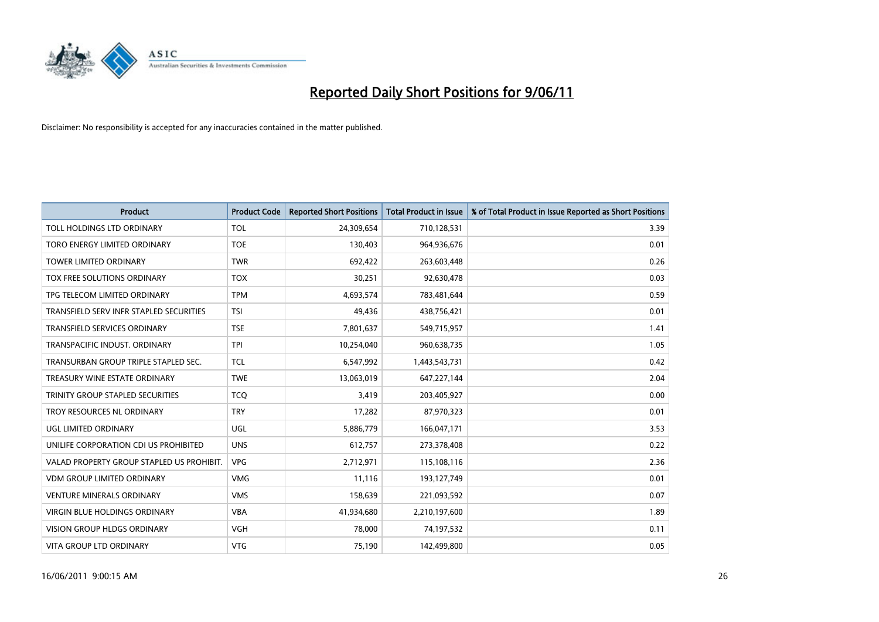# Reported Daily Short Positions for 9/06/11

Disclaimer: No responsibility is accepted for any inaccuracies contained in the matter published.

| Product | Product Code | Reported Short Positions | Total Product in Issue | % of Total Product in Issue Reported as Short Positions |
|---|---|---|---|---|
| TOLL HOLDINGS LTD ORDINARY | TOL | 24,309,654 | 710,128,531 | 3.39 |
| TORO ENERGY LIMITED ORDINARY | TOE | 130,403 | 964,936,676 | 0.01 |
| TOWER LIMITED ORDINARY | TWR | 692,422 | 263,603,448 | 0.26 |
| TOX FREE SOLUTIONS ORDINARY | TOX | 30,251 | 92,630,478 | 0.03 |
| TPG TELECOM LIMITED ORDINARY | TPM | 4,693,574 | 783,481,644 | 0.59 |
| TRANSFIELD SERV INFR STAPLED SECURITIES | TSI | 49,436 | 438,756,421 | 0.01 |
| TRANSFIELD SERVICES ORDINARY | TSE | 7,801,637 | 549,715,957 | 1.41 |
| TRANSPACIFIC INDUST. ORDINARY | TPI | 10,254,040 | 960,638,735 | 1.05 |
| TRANSURBAN GROUP TRIPLE STAPLED SEC. | TCL | 6,547,992 | 1,443,543,731 | 0.42 |
| TREASURY WINE ESTATE ORDINARY | TWE | 13,063,019 | 647,227,144 | 2.04 |
| TRINITY GROUP STAPLED SECURITIES | TCQ | 3,419 | 203,405,927 | 0.00 |
| TROY RESOURCES NL ORDINARY | TRY | 17,282 | 87,970,323 | 0.01 |
| UGL LIMITED ORDINARY | UGL | 5,886,779 | 166,047,171 | 3.53 |
| UNILIFE CORPORATION CDI US PROHIBITED | UNS | 612,757 | 273,378,408 | 0.22 |
| VALAD PROPERTY GROUP STAPLED US PROHIBIT. | VPG | 2,712,971 | 115,108,116 | 2.36 |
| VDM GROUP LIMITED ORDINARY | VMG | 11,116 | 193,127,749 | 0.01 |
| VENTURE MINERALS ORDINARY | VMS | 158,639 | 221,093,592 | 0.07 |
| VIRGIN BLUE HOLDINGS ORDINARY | VBA | 41,934,680 | 2,210,197,600 | 1.89 |
| VISION GROUP HLDGS ORDINARY | VGH | 78,000 | 74,197,532 | 0.11 |
| VITA GROUP LTD ORDINARY | VTG | 75,190 | 142,499,800 | 0.05 |

16/06/2011 9:00:15 AM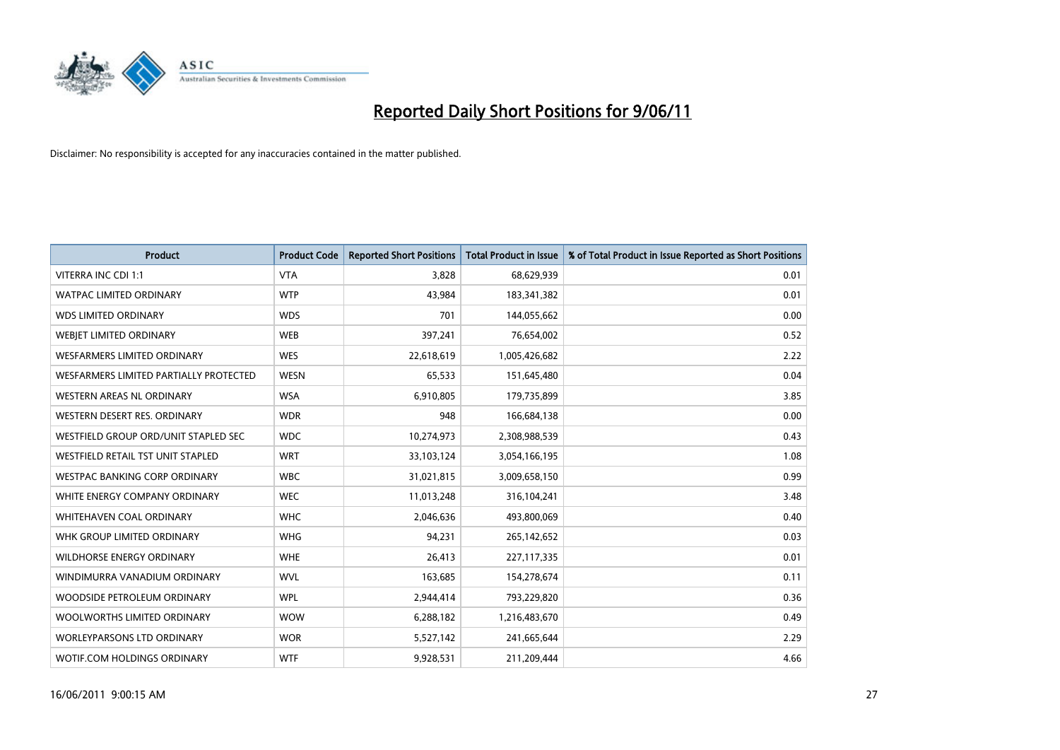# Reported Daily Short Positions for 9/06/11

Disclaimer: No responsibility is accepted for any inaccuracies contained in the matter published.

| Product | Product Code | Reported Short Positions | Total Product in Issue | % of Total Product in Issue Reported as Short Positions |
|---|---|---|---|---|
| VITERRA INC CDI 1:1 | VTA | 3,828 | 68,629,939 | 0.01 |
| WATPAC LIMITED ORDINARY | WTP | 43,984 | 183,341,382 | 0.01 |
| WDS LIMITED ORDINARY | WDS | 701 | 144,055,662 | 0.00 |
| WEBJET LIMITED ORDINARY | WEB | 397,241 | 76,654,002 | 0.52 |
| WESFARMERS LIMITED ORDINARY | WES | 22,618,619 | 1,005,426,682 | 2.22 |
| WESFARMERS LIMITED PARTIALLY PROTECTED | WESN | 65,533 | 151,645,480 | 0.04 |
| WESTERN AREAS NL ORDINARY | WSA | 6,910,805 | 179,735,899 | 3.85 |
| WESTERN DESERT RES. ORDINARY | WDR | 948 | 166,684,138 | 0.00 |
| WESTFIELD GROUP ORD/UNIT STAPLED SEC | WDC | 10,274,973 | 2,308,988,539 | 0.43 |
| WESTFIELD RETAIL TST UNIT STAPLED | WRT | 33,103,124 | 3,054,166,195 | 1.08 |
| WESTPAC BANKING CORP ORDINARY | WBC | 31,021,815 | 3,009,658,150 | 0.99 |
| WHITE ENERGY COMPANY ORDINARY | WEC | 11,013,248 | 316,104,241 | 3.48 |
| WHITEHAVEN COAL ORDINARY | WHC | 2,046,636 | 493,800,069 | 0.40 |
| WHK GROUP LIMITED ORDINARY | WHG | 94,231 | 265,142,652 | 0.03 |
| WILDHORSE ENERGY ORDINARY | WHE | 26,413 | 227,117,335 | 0.01 |
| WINDIMURRA VANADIUM ORDINARY | WVL | 163,685 | 154,278,674 | 0.11 |
| WOODSIDE PETROLEUM ORDINARY | WPL | 2,944,414 | 793,229,820 | 0.36 |
| WOOLWORTHS LIMITED ORDINARY | WOW | 6,288,182 | 1,216,483,670 | 0.49 |
| WORLEYPARSONS LTD ORDINARY | WOR | 5,527,142 | 241,665,644 | 2.29 |
| WOTIF.COM HOLDINGS ORDINARY | WTF | 9,928,531 | 211,209,444 | 4.66 |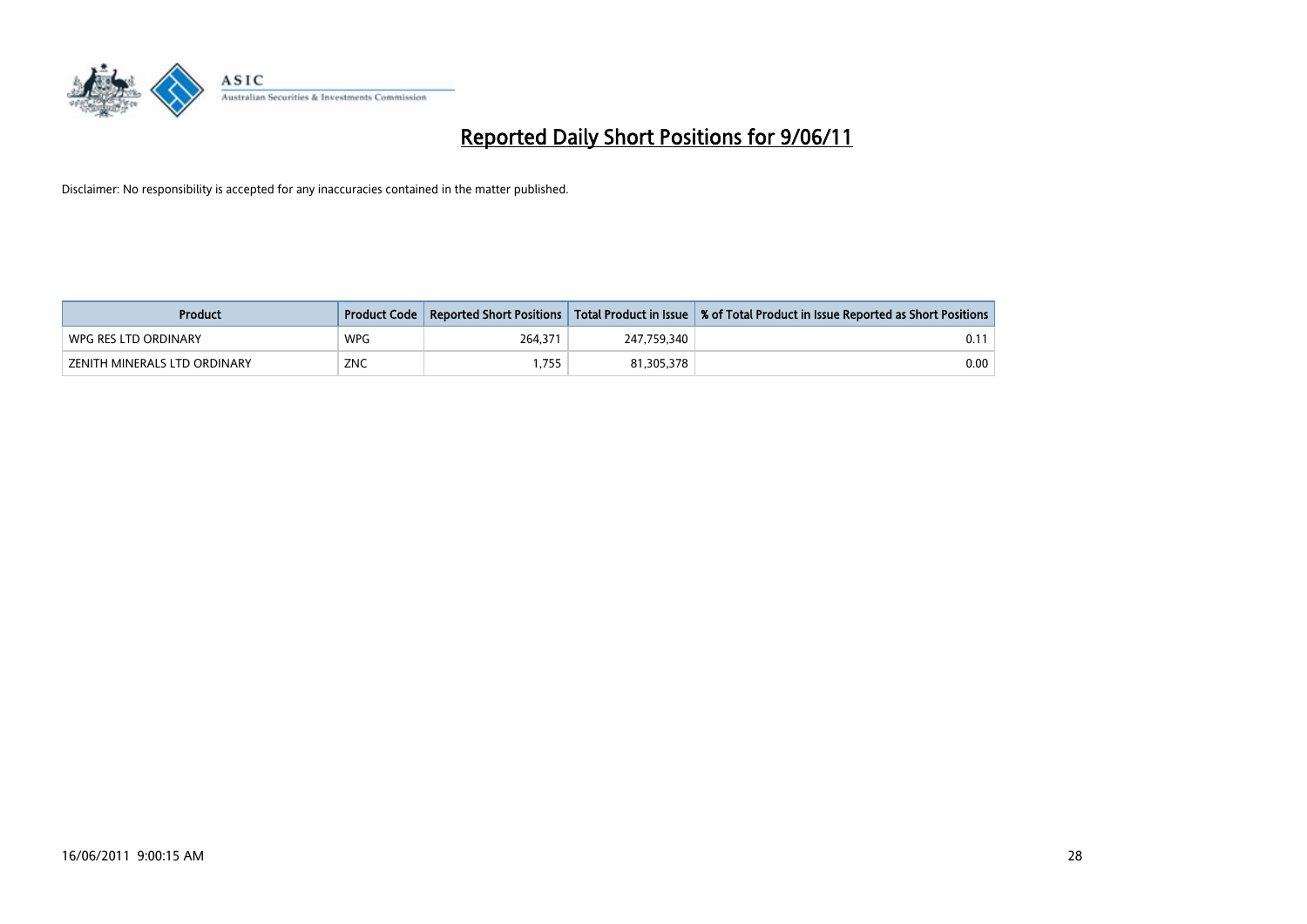# Reported Daily Short Positions for 9/06/11

Disclaimer: No responsibility is accepted for any inaccuracies contained in the matter published.

| Product | Product Code | Reported Short Positions | Total Product in Issue | % of Total Product in Issue Reported as Short Positions |
|---|---|---|---|---|
| WPG RES LTD ORDINARY | WPG | 264,371 | 247,759,340 | 0.11 |
| ZENITH MINERALS LTD ORDINARY | ZNC | 1,755 | 81,305,378 | 0.00 |